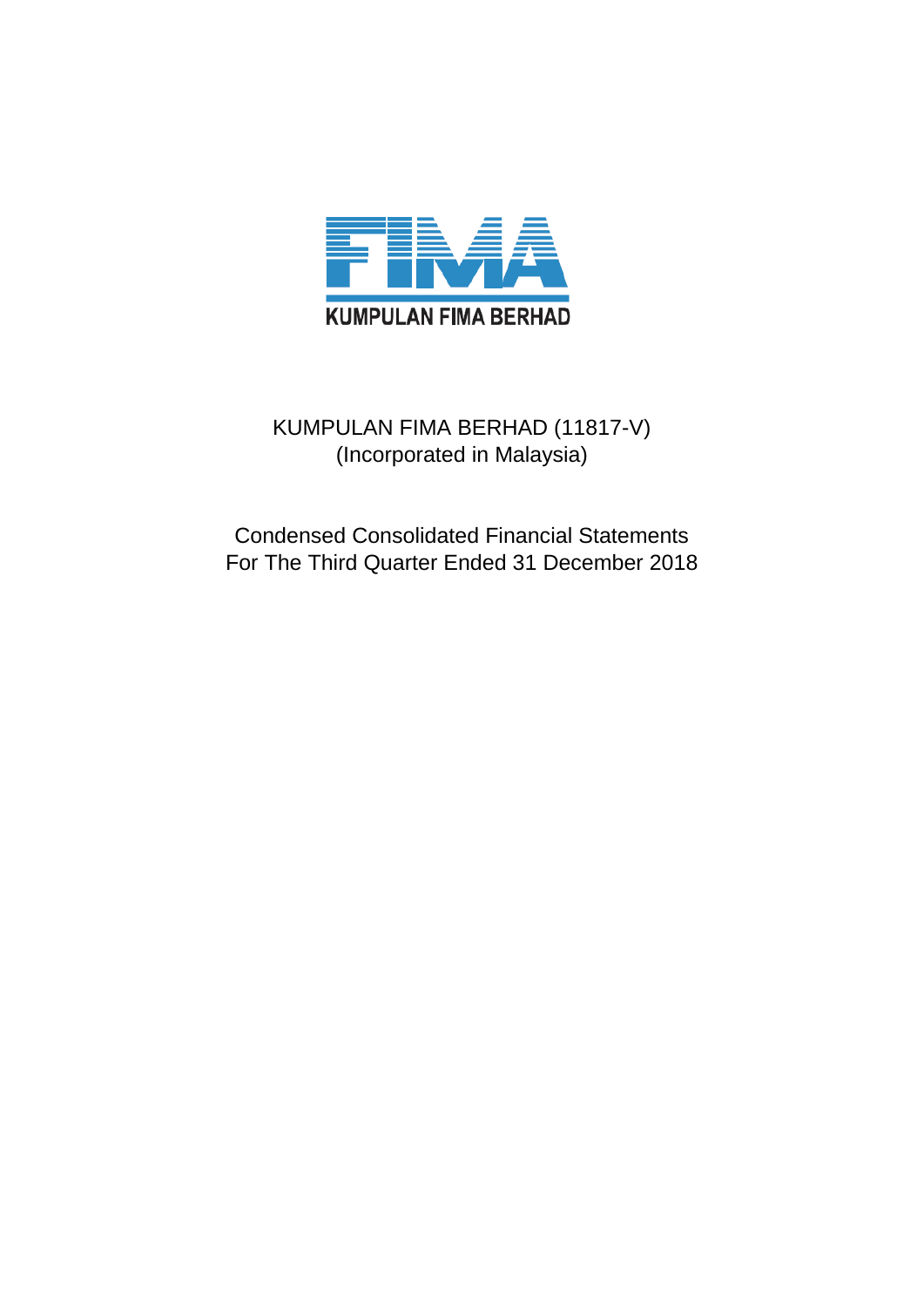KUMPULAN FIMA BERHAD

KUMPULAN FIMA BERHAD (11817-V)
(Incorporated in Malaysia)

Condensed Consolidated Financial Statements
For The Third Quarter Ended 31 December 2018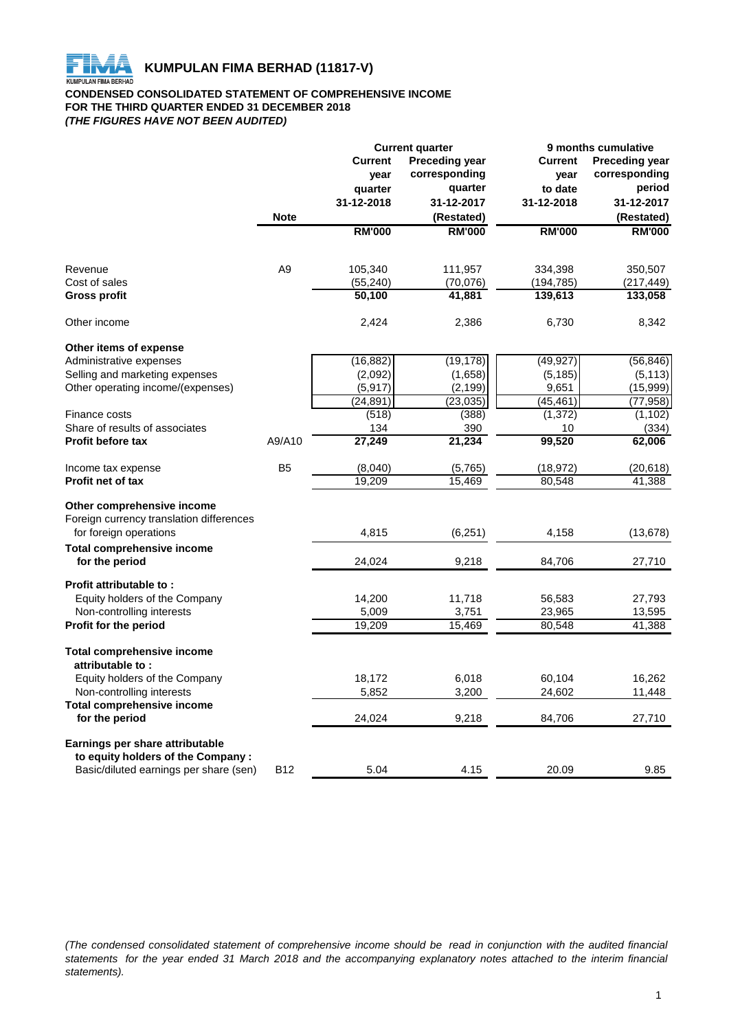# KUMPULAN FIMA BERHAD (11817-V)

**CONDENSED CONSOLIDATED STATEMENT OF COMPREHENSIVE INCOME**
**FOR THE THIRD QUARTER ENDED 31 DECEMBER 2018**
***(THE FIGURES HAVE NOT BEEN AUDITED)***

| | Note | Current quarter | | 9 months cumulative | |
|---|---|---|---|---|---|
| | | Current year quarter 31-12-2018 | Preceding year corresponding quarter 31-12-2017 (Restated) | Current year to date 31-12-2018 | Preceding year corresponding period 31-12-2017 (Restated) |
| | | RM'000 | RM'000 | RM'000 | RM'000 |
| Revenue | A9 | 105,340 | 111,957 | 334,398 | 350,507 |
| Cost of sales | | (55,240) | (70,076) | (194,785) | (217,449) |
| **Gross profit** | | 50,100 | 41,881 | 139,613 | 133,058 |
| Other income | | 2,424 | 2,386 | 6,730 | 8,342 |
| **Other items of expense** | | | | | |
| Administrative expenses | | (16,882) | (19,178) | (49,927) | (56,846) |
| Selling and marketing expenses | | (2,092) | (1,658) | (5,185) | (5,113) |
| Other operating income/(expenses) | | (5,917) | (2,199) | 9,651 | (15,999) |
| | | (24,891) | (23,035) | (45,461) | (77,958) |
| Finance costs | | (518) | (388) | (1,372) | (1,102) |
| Share of results of associates | | 134 | 390 | 10 | (334) |
| **Profit before tax** | A9/A10 | 27,249 | 21,234 | 99,520 | 62,006 |
| Income tax expense | B5 | (8,040) | (5,765) | (18,972) | (20,618) |
| **Profit net of tax** | | 19,209 | 15,469 | 80,548 | 41,388 |
| **Other comprehensive income** | | | | | |
| Foreign currency translation differences for foreign operations | | 4,815 | (6,251) | 4,158 | (13,678) |
| **Total comprehensive income for the period** | | 24,024 | 9,218 | 84,706 | 27,710 |
| **Profit attributable to :** | | | | | |
| Equity holders of the Company | | 14,200 | 11,718 | 56,583 | 27,793 |
| Non-controlling interests | | 5,009 | 3,751 | 23,965 | 13,595 |
| **Profit for the period** | | 19,209 | 15,469 | 80,548 | 41,388 |
| **Total comprehensive income attributable to :** | | | | | |
| Equity holders of the Company | | 18,172 | 6,018 | 60,104 | 16,262 |
| Non-controlling interests | | 5,852 | 3,200 | 24,602 | 11,448 |
| **Total comprehensive income for the period** | | 24,024 | 9,218 | 84,706 | 27,710 |
| **Earnings per share attributable to equity holders of the Company :** | | | | | |
| Basic/diluted earnings per share (sen) | B12 | 5.04 | 4.15 | 20.09 | 9.85 |

*(The condensed consolidated statement of comprehensive income should be read in conjunction with the audited financial statements for the year ended 31 March 2018 and the accompanying explanatory notes attached to the interim financial statements).*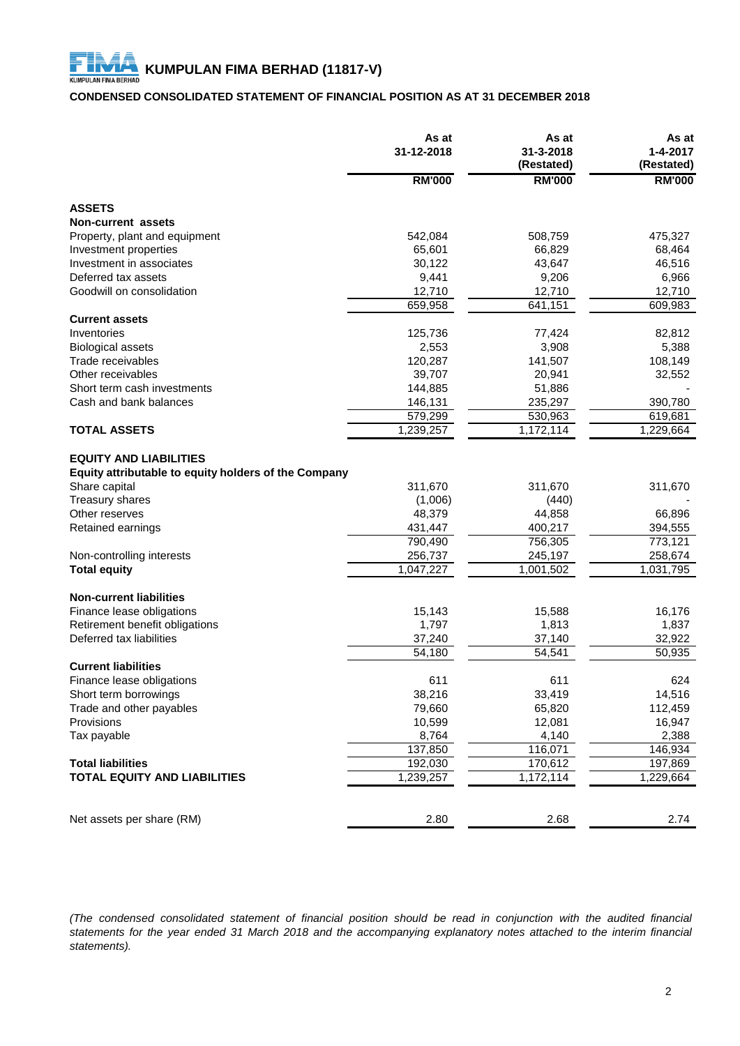# KUMPULAN FIMA BERHAD (11817-V)

## CONDENSED CONSOLIDATED STATEMENT OF FINANCIAL POSITION AS AT 31 DECEMBER 2018

| | As at 31-12-2018 | As at 31-3-2018 (Restated) | As at 1-4-2017 (Restated) |
|---|---|---|---|
| | RM'000 | RM'000 | RM'000 |
| **ASSETS** | | | |
| **Non-current assets** | | | |
| Property, plant and equipment | 542,084 | 508,759 | 475,327 |
| Investment properties | 65,601 | 66,829 | 68,464 |
| Investment in associates | 30,122 | 43,647 | 46,516 |
| Deferred tax assets | 9,441 | 9,206 | 6,966 |
| Goodwill on consolidation | 12,710 | 12,710 | 12,710 |
| | 659,958 | 641,151 | 609,983 |
| **Current assets** | | | |
| Inventories | 125,736 | 77,424 | 82,812 |
| Biological assets | 2,553 | 3,908 | 5,388 |
| Trade receivables | 120,287 | 141,507 | 108,149 |
| Other receivables | 39,707 | 20,941 | 32,552 |
| Short term cash investments | 144,885 | 51,886 | - |
| Cash and bank balances | 146,131 | 235,297 | 390,780 |
| | 579,299 | 530,963 | 619,681 |
| **TOTAL ASSETS** | 1,239,257 | 1,172,114 | 1,229,664 |
| **EQUITY AND LIABILITIES** | | | |
| **Equity attributable to equity holders of the Company** | | | |
| Share capital | 311,670 | 311,670 | 311,670 |
| Treasury shares | (1,006) | (440) | - |
| Other reserves | 48,379 | 44,858 | 66,896 |
| Retained earnings | 431,447 | 400,217 | 394,555 |
| | 790,490 | 756,305 | 773,121 |
| Non-controlling interests | 256,737 | 245,197 | 258,674 |
| **Total equity** | 1,047,227 | 1,001,502 | 1,031,795 |
| **Non-current liabilities** | | | |
| Finance lease obligations | 15,143 | 15,588 | 16,176 |
| Retirement benefit obligations | 1,797 | 1,813 | 1,837 |
| Deferred tax liabilities | 37,240 | 37,140 | 32,922 |
| | 54,180 | 54,541 | 50,935 |
| **Current liabilities** | | | |
| Finance lease obligations | 611 | 611 | 624 |
| Short term borrowings | 38,216 | 33,419 | 14,516 |
| Trade and other payables | 79,660 | 65,820 | 112,459 |
| Provisions | 10,599 | 12,081 | 16,947 |
| Tax payable | 8,764 | 4,140 | 2,388 |
| | 137,850 | 116,071 | 146,934 |
| **Total liabilities** | 192,030 | 170,612 | 197,869 |
| **TOTAL EQUITY AND LIABILITIES** | 1,239,257 | 1,172,114 | 1,229,664 |
| Net assets per share (RM) | 2.80 | 2.68 | 2.74 |

*(The condensed consolidated statement of financial position should be read in conjunction with the audited financial statements for the year ended 31 March 2018 and the accompanying explanatory notes attached to the interim financial statements).*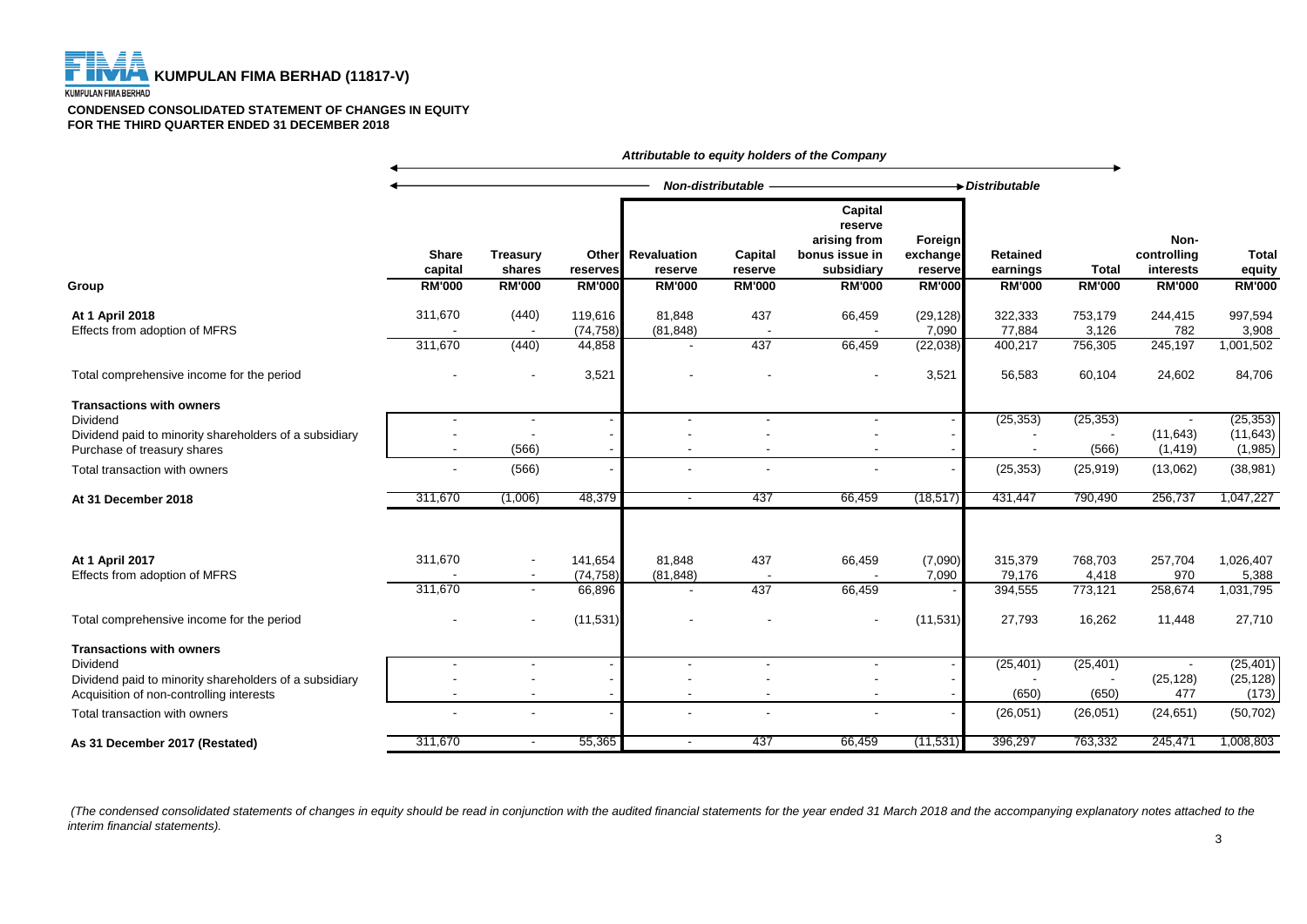**KUMPULAN FIMA BERHAD (11817-V)**

**CONDENSED CONSOLIDATED STATEMENT OF CHANGES IN EQUITY**
**FOR THE THIRD QUARTER ENDED 31 DECEMBER 2018**

| | *Attributable to equity holders of the Company* | | | | | | | | | | |
|---|---|---|---|---|---|---|---|---|---|---|---|
| | *Non-distributable* | | | | | | | *Distributable* | | | |
| **Group** | **Share capital RM'000** | **Treasury shares RM'000** | **Other reserves RM'000** | **Revaluation reserve RM'000** | **Capital reserve RM'000** | **Capital reserve arising from bonus issue in subsidiary RM'000** | **Foreign exchange reserve RM'000** | **Retained earnings RM'000** | **Total RM'000** | **Non-controlling interests RM'000** | **Total equity RM'000** |
| **At 1 April 2018** | 311,670 | (440) | 119,616 | 81,848 | 437 | 66,459 | (29,128) | 322,333 | 753,179 | 244,415 | 997,594 |
| Effects from adoption of MFRS | - | - | (74,758) | (81,848) | - | - | 7,090 | 77,884 | 3,126 | 782 | 3,908 |
| | 311,670 | (440) | 44,858 | - | 437 | 66,459 | (22,038) | 400,217 | 756,305 | 245,197 | 1,001,502 |
| Total comprehensive income for the period | - | - | 3,521 | - | - | - | 3,521 | 56,583 | 60,104 | 24,602 | 84,706 |
| **Transactions with owners** | | | | | | | | | | | |
| Dividend | - | - | - | - | - | - | - | (25,353) | (25,353) | - | (25,353) |
| Dividend paid to minority shareholders of a subsidiary | - | - | - | - | - | - | - | - | - | (11,643) | (11,643) |
| Purchase of treasury shares | - | (566) | - | - | - | - | - | - | (566) | (1,419) | (1,985) |
| Total transaction with owners | - | (566) | - | - | - | - | - | (25,353) | (25,919) | (13,062) | (38,981) |
| **At 31 December 2018** | 311,670 | (1,006) | 48,379 | - | 437 | 66,459 | (18,517) | 431,447 | 790,490 | 256,737 | 1,047,227 |
| | | | | | | | | | | | |
| **At 1 April 2017** | 311,670 | - | 141,654 | 81,848 | 437 | 66,459 | (7,090) | 315,379 | 768,703 | 257,704 | 1,026,407 |
| Effects from adoption of MFRS | - | - | (74,758) | (81,848) | - | - | 7,090 | 79,176 | 4,418 | 970 | 5,388 |
| | 311,670 | - | 66,896 | - | 437 | 66,459 | - | 394,555 | 773,121 | 258,674 | 1,031,795 |
| Total comprehensive income for the period | - | - | (11,531) | - | - | - | (11,531) | 27,793 | 16,262 | 11,448 | 27,710 |
| **Transactions with owners** | | | | | | | | | | | |
| Dividend | - | - | - | - | - | - | - | (25,401) | (25,401) | - | (25,401) |
| Dividend paid to minority shareholders of a subsidiary | - | - | - | - | - | - | - | - | - | (25,128) | (25,128) |
| Acquisition of non-controlling interests | - | - | - | - | - | - | - | (650) | (650) | 477 | (173) |
| Total transaction with owners | - | - | - | - | - | - | - | (26,051) | (26,051) | (24,651) | (50,702) |
| **As 31 December 2017 (Restated)** | 311,670 | - | 55,365 | - | 437 | 66,459 | (11,531) | 396,297 | 763,332 | 245,471 | 1,008,803 |

*(The condensed consolidated statements of changes in equity should be read in conjunction with the audited financial statements for the year ended 31 March 2018 and the accompanying explanatory notes attached to the interim financial statements).*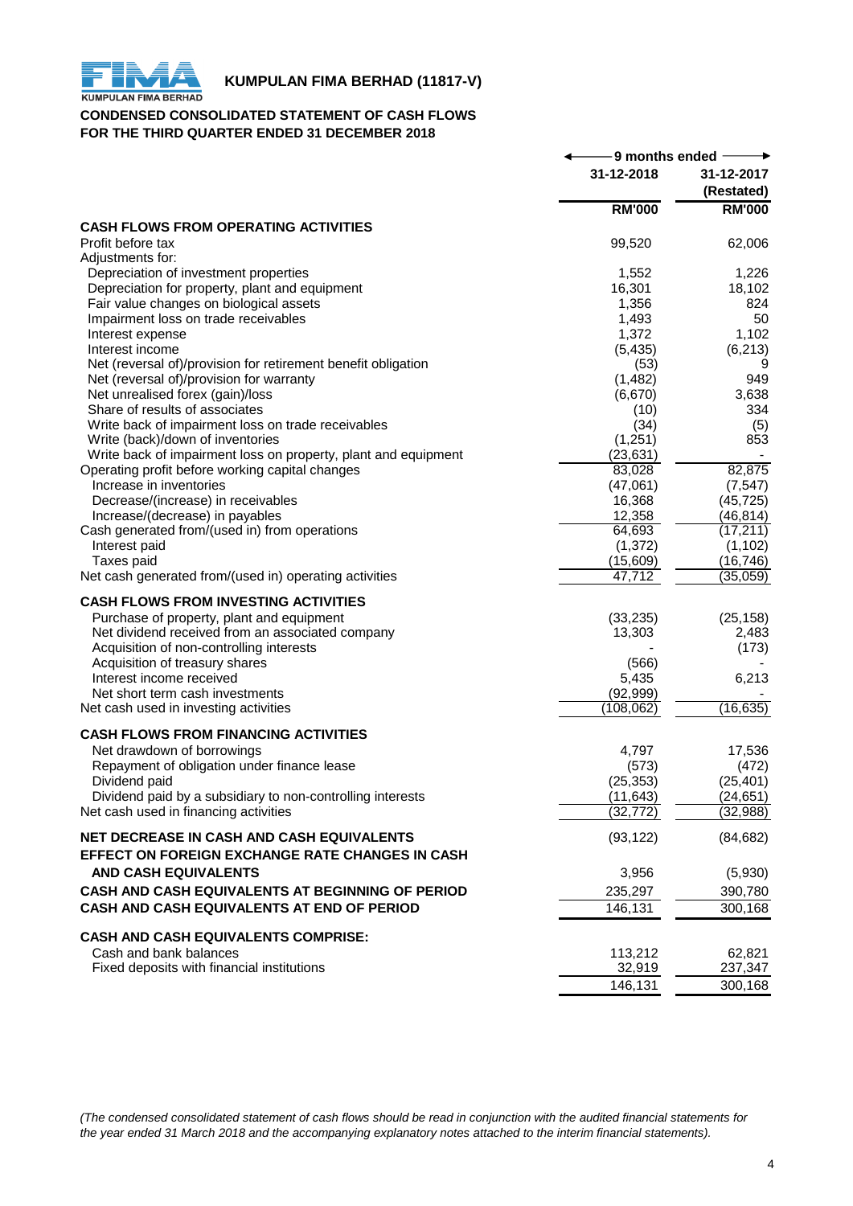**KUMPULAN FIMA BERHAD (11817-V)**

**CONDENSED CONSOLIDATED STATEMENT OF CASH FLOWS**
**FOR THE THIRD QUARTER ENDED 31 DECEMBER 2018**

| | 9 months ended | |
|---|---|---|
| | 31-12-2018 | 31-12-2017 (Restated) |
| | RM'000 | RM'000 |
| **CASH FLOWS FROM OPERATING ACTIVITIES** | | |
| Profit before tax | 99,520 | 62,006 |
| Adjustments for: | | |
| Depreciation of investment properties | 1,552 | 1,226 |
| Depreciation for property, plant and equipment | 16,301 | 18,102 |
| Fair value changes on biological assets | 1,356 | 824 |
| Impairment loss on trade receivables | 1,493 | 50 |
| Interest expense | 1,372 | 1,102 |
| Interest income | (5,435) | (6,213) |
| Net (reversal of)/provision for retirement benefit obligation | (53) | 9 |
| Net (reversal of)/provision for warranty | (1,482) | 949 |
| Net unrealised forex (gain)/loss | (6,670) | 3,638 |
| Share of results of associates | (10) | 334 |
| Write back of impairment loss on trade receivables | (34) | (5) |
| Write (back)/down of inventories | (1,251) | 853 |
| Write back of impairment loss on property, plant and equipment | (23,631) | - |
| Operating profit before working capital changes | 83,028 | 82,875 |
| Increase in inventories | (47,061) | (7,547) |
| Decrease/(increase) in receivables | 16,368 | (45,725) |
| Increase/(decrease) in payables | 12,358 | (46,814) |
| Cash generated from/(used in) from operations | 64,693 | (17,211) |
| Interest paid | (1,372) | (1,102) |
| Taxes paid | (15,609) | (16,746) |
| Net cash generated from/(used in) operating activities | 47,712 | (35,059) |
| **CASH FLOWS FROM INVESTING ACTIVITIES** | | |
| Purchase of property, plant and equipment | (33,235) | (25,158) |
| Net dividend received from an associated company | 13,303 | 2,483 |
| Acquisition of non-controlling interests | - | (173) |
| Acquisition of treasury shares | (566) | - |
| Interest income received | 5,435 | 6,213 |
| Net short term cash investments | (92,999) | - |
| Net cash used in investing activities | (108,062) | (16,635) |
| **CASH FLOWS FROM FINANCING ACTIVITIES** | | |
| Net drawdown of borrowings | 4,797 | 17,536 |
| Repayment of obligation under finance lease | (573) | (472) |
| Dividend paid | (25,353) | (25,401) |
| Dividend paid by a subsidiary to non-controlling interests | (11,643) | (24,651) |
| Net cash used in financing activities | (32,772) | (32,988) |
| **NET DECREASE IN CASH AND CASH EQUIVALENTS** | (93,122) | (84,682) |
| **EFFECT ON FOREIGN EXCHANGE RATE CHANGES IN CASH AND CASH EQUIVALENTS** | 3,956 | (5,930) |
| **CASH AND CASH EQUIVALENTS AT BEGINNING OF PERIOD** | 235,297 | 390,780 |
| **CASH AND CASH EQUIVALENTS AT END OF PERIOD** | 146,131 | 300,168 |
| **CASH AND CASH EQUIVALENTS COMPRISE:** | | |
| Cash and bank balances | 113,212 | 62,821 |
| Fixed deposits with financial institutions | 32,919 | 237,347 |
| | 146,131 | 300,168 |

*(The condensed consolidated statement of cash flows should be read in conjunction with the audited financial statements for the year ended 31 March 2018 and the accompanying explanatory notes attached to the interim financial statements).*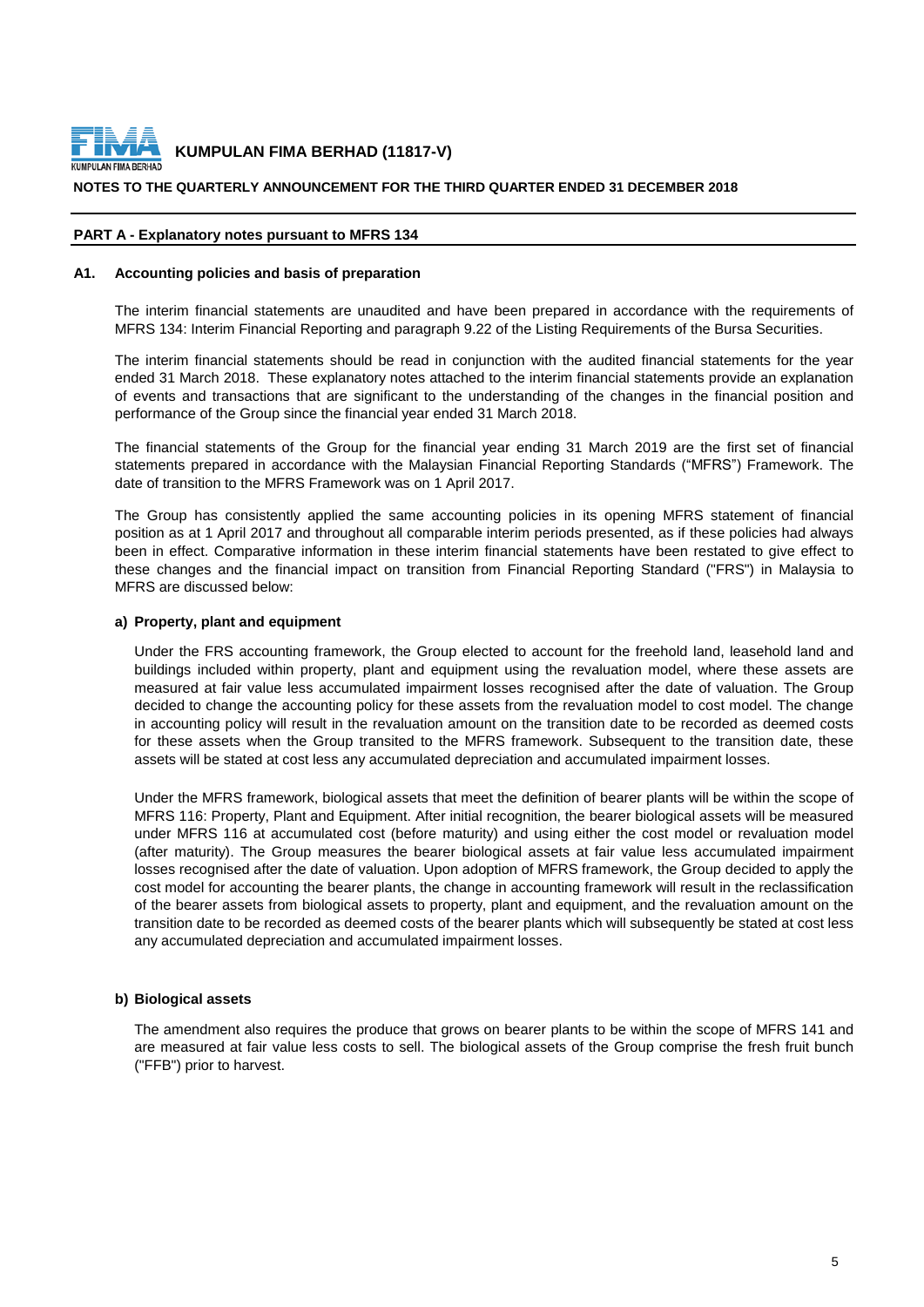## PART A - Explanatory notes pursuant to MFRS 134

### A1. Accounting policies and basis of preparation

The interim financial statements are unaudited and have been prepared in accordance with the requirements of MFRS 134: Interim Financial Reporting and paragraph 9.22 of the Listing Requirements of the Bursa Securities.

The interim financial statements should be read in conjunction with the audited financial statements for the year ended 31 March 2018. These explanatory notes attached to the interim financial statements provide an explanation of events and transactions that are significant to the understanding of the changes in the financial position and performance of the Group since the financial year ended 31 March 2018.

The financial statements of the Group for the financial year ending 31 March 2019 are the first set of financial statements prepared in accordance with the Malaysian Financial Reporting Standards ("MFRS") Framework. The date of transition to the MFRS Framework was on 1 April 2017.

The Group has consistently applied the same accounting policies in its opening MFRS statement of financial position as at 1 April 2017 and throughout all comparable interim periods presented, as if these policies had always been in effect. Comparative information in these interim financial statements have been restated to give effect to these changes and the financial impact on transition from Financial Reporting Standard ("FRS") in Malaysia to MFRS are discussed below:

**a) Property, plant and equipment**

Under the FRS accounting framework, the Group elected to account for the freehold land, leasehold land and buildings included within property, plant and equipment using the revaluation model, where these assets are measured at fair value less accumulated impairment losses recognised after the date of valuation. The Group decided to change the accounting policy for these assets from the revaluation model to cost model. The change in accounting policy will result in the revaluation amount on the transition date to be recorded as deemed costs for these assets when the Group transited to the MFRS framework. Subsequent to the transition date, these assets will be stated at cost less any accumulated depreciation and accumulated impairment losses.

Under the MFRS framework, biological assets that meet the definition of bearer plants will be within the scope of MFRS 116: Property, Plant and Equipment. After initial recognition, the bearer biological assets will be measured under MFRS 116 at accumulated cost (before maturity) and using either the cost model or revaluation model (after maturity). The Group measures the bearer biological assets at fair value less accumulated impairment losses recognised after the date of valuation. Upon adoption of MFRS framework, the Group decided to apply the cost model for accounting the bearer plants, the change in accounting framework will result in the reclassification of the bearer assets from biological assets to property, plant and equipment, and the revaluation amount on the transition date to be recorded as deemed costs of the bearer plants which will subsequently be stated at cost less any accumulated depreciation and accumulated impairment losses.

**b) Biological assets**

The amendment also requires the produce that grows on bearer plants to be within the scope of MFRS 141 and are measured at fair value less costs to sell. The biological assets of the Group comprise the fresh fruit bunch ("FFB") prior to harvest.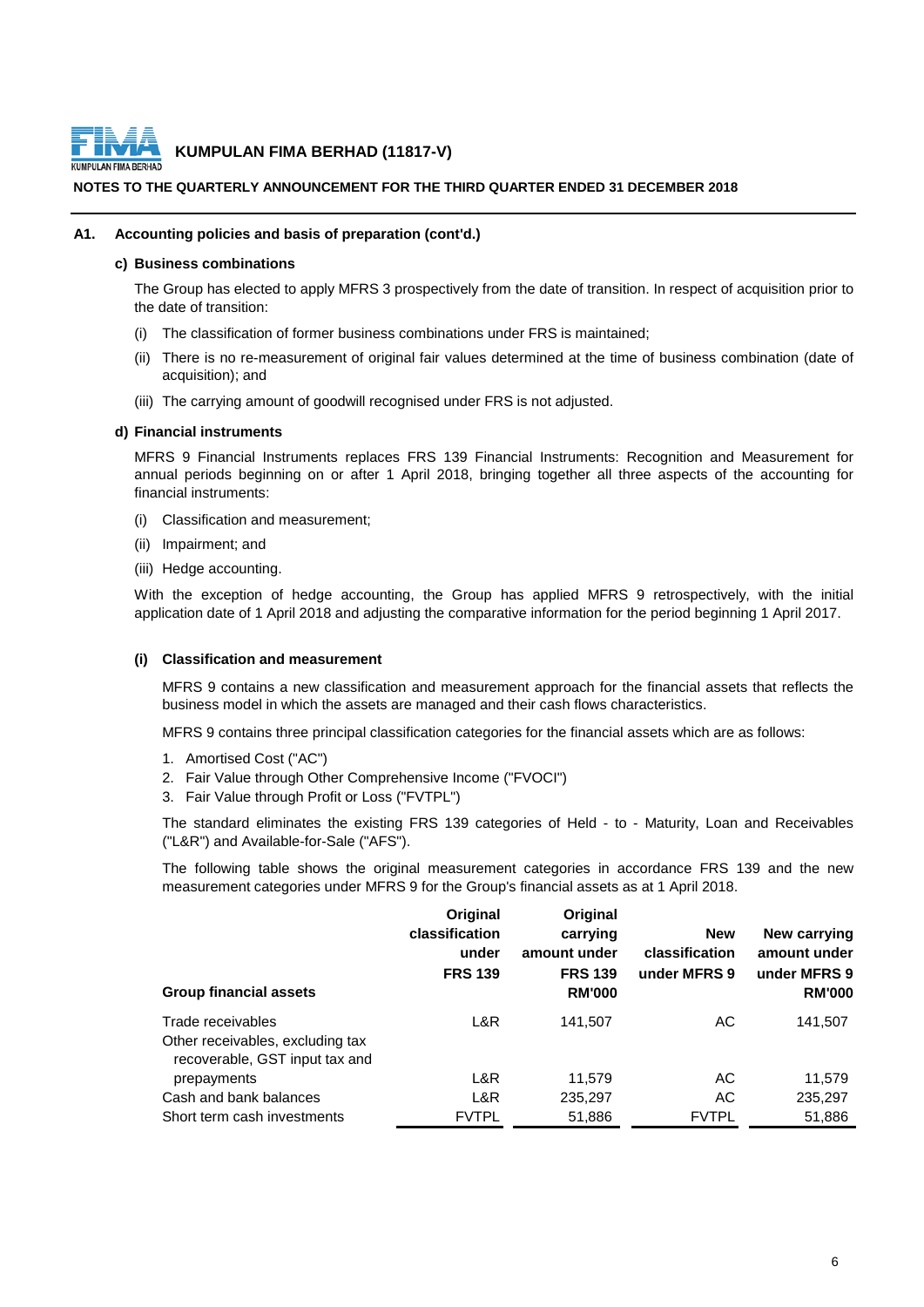## A1. Accounting policies and basis of preparation (cont'd.)

### c) Business combinations

The Group has elected to apply MFRS 3 prospectively from the date of transition. In respect of acquisition prior to the date of transition:

(i) The classification of former business combinations under FRS is maintained;

(ii) There is no re-measurement of original fair values determined at the time of business combination (date of acquisition); and

(iii) The carrying amount of goodwill recognised under FRS is not adjusted.

### d) Financial instruments

MFRS 9 Financial Instruments replaces FRS 139 Financial Instruments: Recognition and Measurement for annual periods beginning on or after 1 April 2018, bringing together all three aspects of the accounting for financial instruments:

(i) Classification and measurement;

(ii) Impairment; and

(iii) Hedge accounting.

With the exception of hedge accounting, the Group has applied MFRS 9 retrospectively, with the initial application date of 1 April 2018 and adjusting the comparative information for the period beginning 1 April 2017.

#### (i) Classification and measurement

MFRS 9 contains a new classification and measurement approach for the financial assets that reflects the business model in which the assets are managed and their cash flows characteristics.

MFRS 9 contains three principal classification categories for the financial assets which are as follows:

1. Amortised Cost ("AC")
2. Fair Value through Other Comprehensive Income ("FVOCI")
3. Fair Value through Profit or Loss ("FVTPL")

The standard eliminates the existing FRS 139 categories of Held - to - Maturity, Loan and Receivables ("L&R") and Available-for-Sale ("AFS").

The following table shows the original measurement categories in accordance FRS 139 and the new measurement categories under MFRS 9 for the Group's financial assets as at 1 April 2018.

| Group financial assets | Original classification under FRS 139 | Original carrying amount under FRS 139 RM'000 | New classification under MFRS 9 | New carrying amount under MFRS 9 RM'000 |
|---|---|---|---|---|
| Trade receivables | L&R | 141,507 | AC | 141,507 |
| Other receivables, excluding tax recoverable, GST input tax and prepayments | L&R | 11,579 | AC | 11,579 |
| Cash and bank balances | L&R | 235,297 | AC | 235,297 |
| Short term cash investments | FVTPL | 51,886 | FVTPL | 51,886 |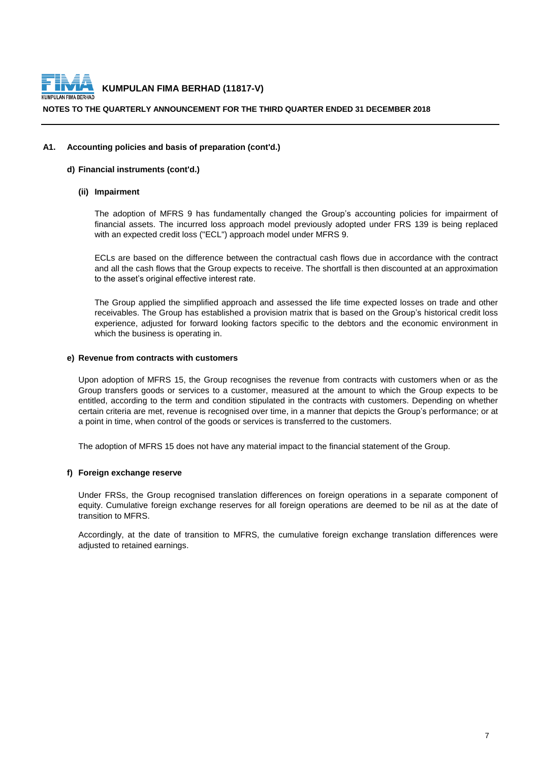### A1. Accounting policies and basis of preparation (cont'd.)

#### d) Financial instruments (cont'd.)

##### (ii) Impairment

The adoption of MFRS 9 has fundamentally changed the Group's accounting policies for impairment of financial assets. The incurred loss approach model previously adopted under FRS 139 is being replaced with an expected credit loss ("ECL") approach model under MFRS 9.

ECLs are based on the difference between the contractual cash flows due in accordance with the contract and all the cash flows that the Group expects to receive. The shortfall is then discounted at an approximation to the asset's original effective interest rate.

The Group applied the simplified approach and assessed the life time expected losses on trade and other receivables. The Group has established a provision matrix that is based on the Group's historical credit loss experience, adjusted for forward looking factors specific to the debtors and the economic environment in which the business is operating in.

#### e) Revenue from contracts with customers

Upon adoption of MFRS 15, the Group recognises the revenue from contracts with customers when or as the Group transfers goods or services to a customer, measured at the amount to which the Group expects to be entitled, according to the term and condition stipulated in the contracts with customers. Depending on whether certain criteria are met, revenue is recognised over time, in a manner that depicts the Group's performance; or at a point in time, when control of the goods or services is transferred to the customers.

The adoption of MFRS 15 does not have any material impact to the financial statement of the Group.

#### f) Foreign exchange reserve

Under FRSs, the Group recognised translation differences on foreign operations in a separate component of equity. Cumulative foreign exchange reserves for all foreign operations are deemed to be nil as at the date of transition to MFRS.

Accordingly, at the date of transition to MFRS, the cumulative foreign exchange translation differences were adjusted to retained earnings.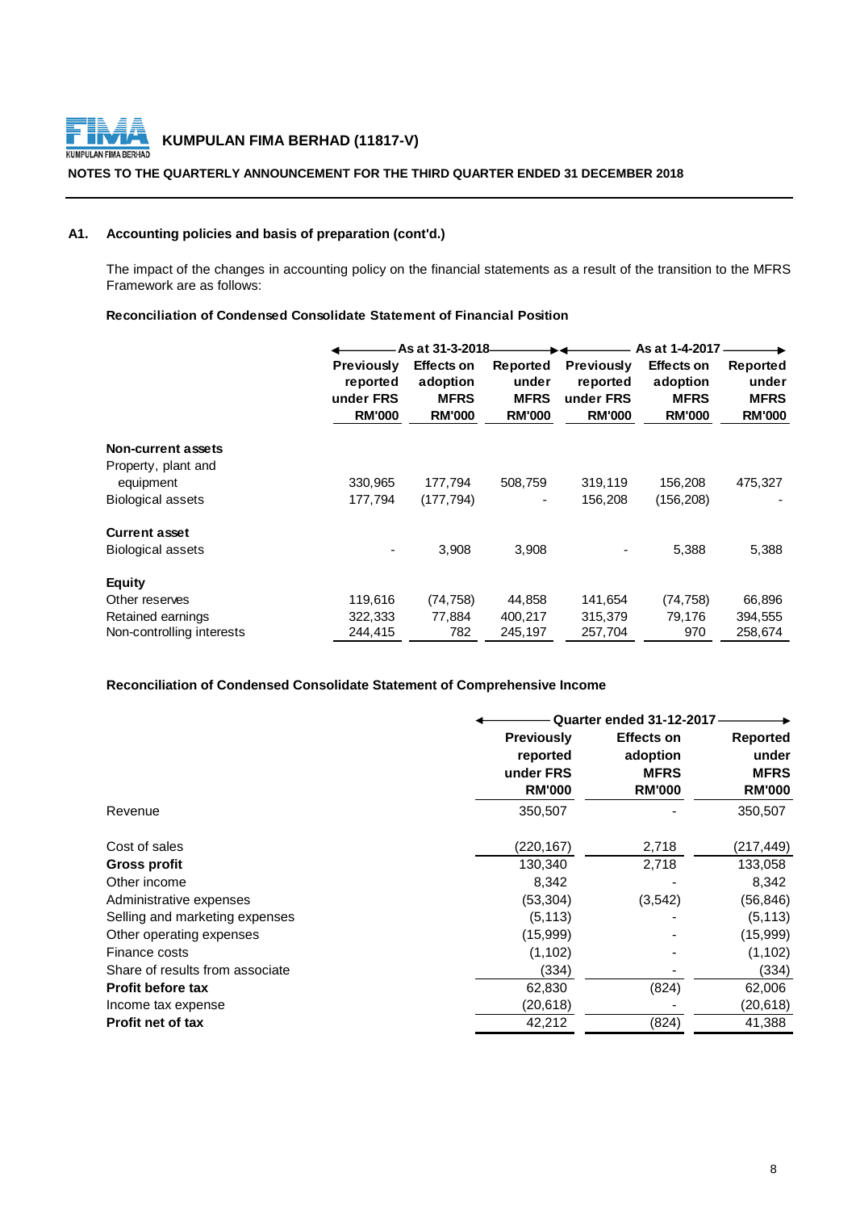**KUMPULAN FIMA BERHAD (11817-V)**

**NOTES TO THE QUARTERLY ANNOUNCEMENT FOR THE THIRD QUARTER ENDED 31 DECEMBER 2018**

### A1. Accounting policies and basis of preparation (cont'd.)

The impact of the changes in accounting policy on the financial statements as a result of the transition to the MFRS Framework are as follows:

**Reconciliation of Condensed Consolidate Statement of Financial Position**

| | As at 31-3-2018 | | | As at 1-4-2017 | | |
|---|---|---|---|---|---|---|
| | **Previously reported under FRS RM'000** | **Effects on adoption MFRS RM'000** | **Reported under MFRS RM'000** | **Previously reported under FRS RM'000** | **Effects on adoption MFRS RM'000** | **Reported under MFRS RM'000** |
| **Non-current assets** | | | | | | |
| Property, plant and equipment | 330,965 | 177,794 | 508,759 | 319,119 | 156,208 | 475,327 |
| Biological assets | 177,794 | (177,794) | - | 156,208 | (156,208) | - |
| **Current asset** | | | | | | |
| Biological assets | - | 3,908 | 3,908 | - | 5,388 | 5,388 |
| **Equity** | | | | | | |
| Other reserves | 119,616 | (74,758) | 44,858 | 141,654 | (74,758) | 66,896 |
| Retained earnings | 322,333 | 77,884 | 400,217 | 315,379 | 79,176 | 394,555 |
| Non-controlling interests | 244,415 | 782 | 245,197 | 257,704 | 970 | 258,674 |

**Reconciliation of Condensed Consolidate Statement of Comprehensive Income**

| | Quarter ended 31-12-2017 | | |
|---|---|---|---|
| | **Previously reported under FRS RM'000** | **Effects on adoption MFRS RM'000** | **Reported under MFRS RM'000** |
| Revenue | 350,507 | - | 350,507 |
| Cost of sales | (220,167) | 2,718 | (217,449) |
| **Gross profit** | 130,340 | 2,718 | 133,058 |
| Other income | 8,342 | - | 8,342 |
| Administrative expenses | (53,304) | (3,542) | (56,846) |
| Selling and marketing expenses | (5,113) | - | (5,113) |
| Other operating expenses | (15,999) | - | (15,999) |
| Finance costs | (1,102) | - | (1,102) |
| Share of results from associate | (334) | - | (334) |
| **Profit before tax** | 62,830 | (824) | 62,006 |
| Income tax expense | (20,618) | - | (20,618) |
| **Profit net of tax** | 42,212 | (824) | 41,388 |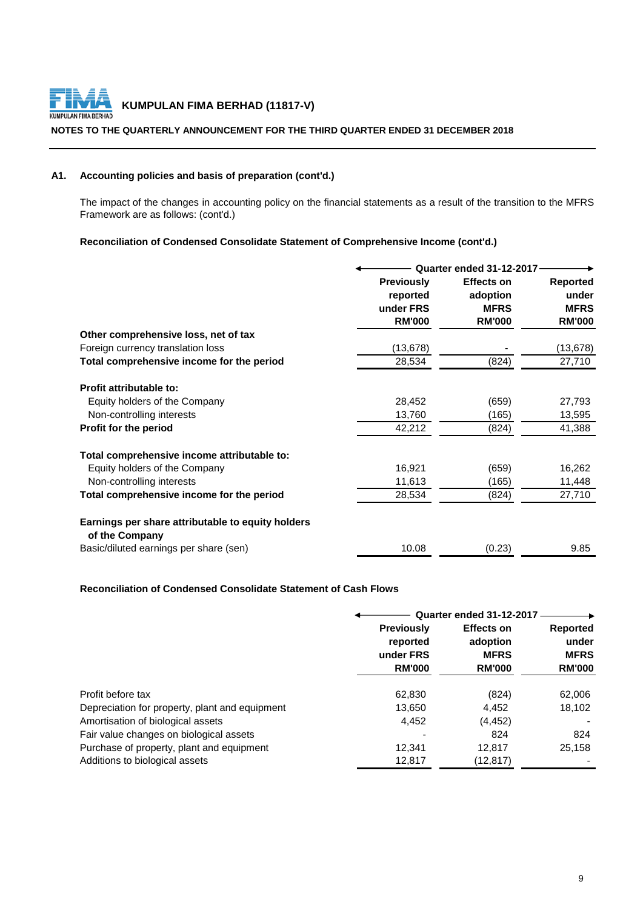**KUMPULAN FIMA BERHAD (11817-V)**

**NOTES TO THE QUARTERLY ANNOUNCEMENT FOR THE THIRD QUARTER ENDED 31 DECEMBER 2018**

## A1. Accounting policies and basis of preparation (cont'd.)

The impact of the changes in accounting policy on the financial statements as a result of the transition to the MFRS Framework are as follows: (cont'd.)

**Reconciliation of Condensed Consolidate Statement of Comprehensive Income (cont'd.)**

| | Quarter ended 31-12-2017 | | |
|---|---|---|---|
| | **Previously reported under FRS RM'000** | **Effects on adoption MFRS RM'000** | **Reported under MFRS RM'000** |
| **Other comprehensive loss, net of tax** | | | |
| Foreign currency translation loss | (13,678) | - | (13,678) |
| **Total comprehensive income for the period** | 28,534 | (824) | 27,710 |
| | | | |
| **Profit attributable to:** | | | |
| Equity holders of the Company | 28,452 | (659) | 27,793 |
| Non-controlling interests | 13,760 | (165) | 13,595 |
| **Profit for the period** | 42,212 | (824) | 41,388 |
| | | | |
| **Total comprehensive income attributable to:** | | | |
| Equity holders of the Company | 16,921 | (659) | 16,262 |
| Non-controlling interests | 11,613 | (165) | 11,448 |
| **Total comprehensive income for the period** | 28,534 | (824) | 27,710 |
| | | | |
| **Earnings per share attributable to equity holders of the Company** | | | |
| Basic/diluted earnings per share (sen) | 10.08 | (0.23) | 9.85 |

**Reconciliation of Condensed Consolidate Statement of Cash Flows**

| | Quarter ended 31-12-2017 | | |
|---|---|---|---|
| | **Previously reported under FRS RM'000** | **Effects on adoption MFRS RM'000** | **Reported under MFRS RM'000** |
| Profit before tax | 62,830 | (824) | 62,006 |
| Depreciation for property, plant and equipment | 13,650 | 4,452 | 18,102 |
| Amortisation of biological assets | 4,452 | (4,452) | - |
| Fair value changes on biological assets | - | 824 | 824 |
| Purchase of property, plant and equipment | 12,341 | 12,817 | 25,158 |
| Additions to biological assets | 12,817 | (12,817) | - |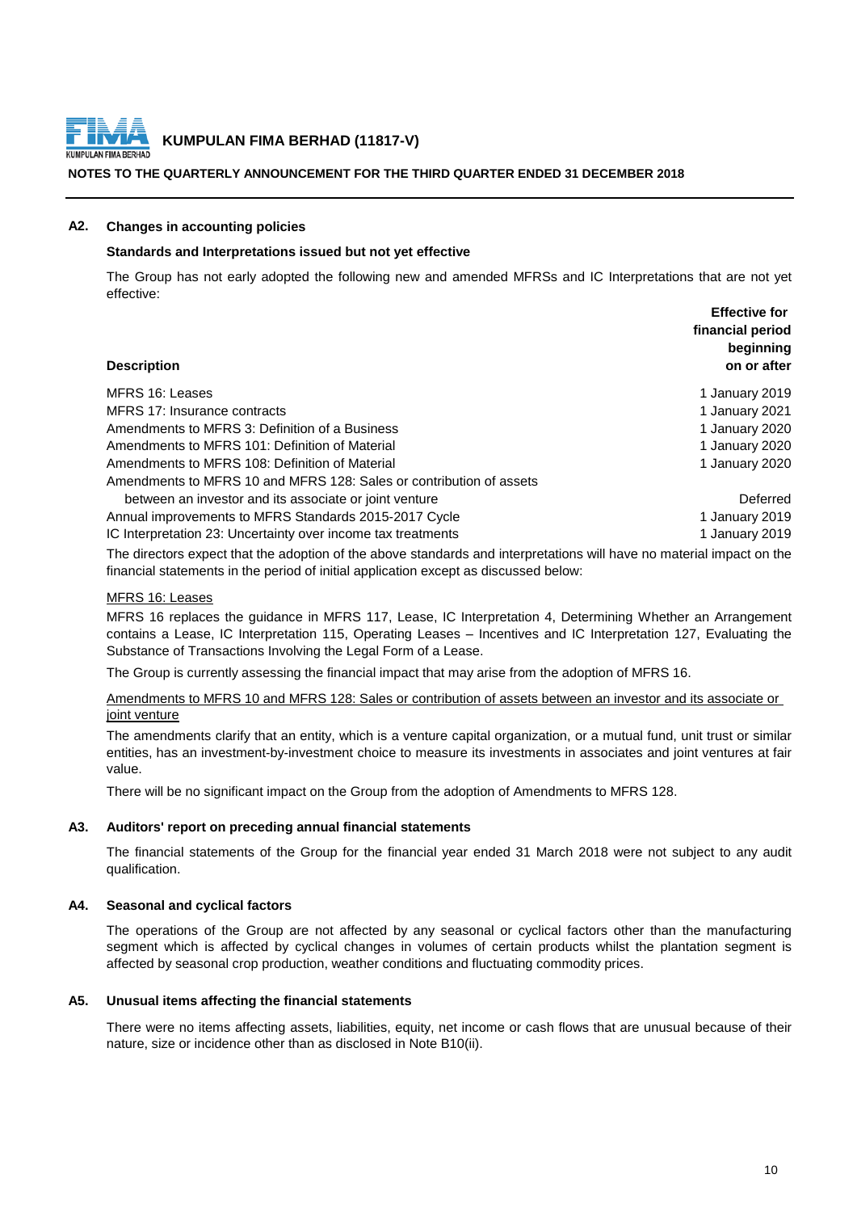## A2. Changes in accounting policies

### Standards and Interpretations issued but not yet effective

The Group has not early adopted the following new and amended MFRSs and IC Interpretations that are not yet effective:

| Description | Effective for financial period beginning on or after |
|---|---|
| MFRS 16: Leases | 1 January 2019 |
| MFRS 17: Insurance contracts | 1 January 2021 |
| Amendments to MFRS 3: Definition of a Business | 1 January 2020 |
| Amendments to MFRS 101: Definition of Material | 1 January 2020 |
| Amendments to MFRS 108: Definition of Material | 1 January 2020 |
| Amendments to MFRS 10 and MFRS 128: Sales or contribution of assets between an investor and its associate or joint venture | Deferred |
| Annual improvements to MFRS Standards 2015-2017 Cycle | 1 January 2019 |
| IC Interpretation 23: Uncertainty over income tax treatments | 1 January 2019 |

The directors expect that the adoption of the above standards and interpretations will have no material impact on the financial statements in the period of initial application except as discussed below:

MFRS 16: Leases

MFRS 16 replaces the guidance in MFRS 117, Lease, IC Interpretation 4, Determining Whether an Arrangement contains a Lease, IC Interpretation 115, Operating Leases – Incentives and IC Interpretation 127, Evaluating the Substance of Transactions Involving the Legal Form of a Lease.

The Group is currently assessing the financial impact that may arise from the adoption of MFRS 16.

Amendments to MFRS 10 and MFRS 128: Sales or contribution of assets between an investor and its associate or joint venture

The amendments clarify that an entity, which is a venture capital organization, or a mutual fund, unit trust or similar entities, has an investment-by-investment choice to measure its investments in associates and joint ventures at fair value.

There will be no significant impact on the Group from the adoption of Amendments to MFRS 128.

## A3. Auditors' report on preceding annual financial statements

The financial statements of the Group for the financial year ended 31 March 2018 were not subject to any audit qualification.

## A4. Seasonal and cyclical factors

The operations of the Group are not affected by any seasonal or cyclical factors other than the manufacturing segment which is affected by cyclical changes in volumes of certain products whilst the plantation segment is affected by seasonal crop production, weather conditions and fluctuating commodity prices.

## A5. Unusual items affecting the financial statements

There were no items affecting assets, liabilities, equity, net income or cash flows that are unusual because of their nature, size or incidence other than as disclosed in Note B10(ii).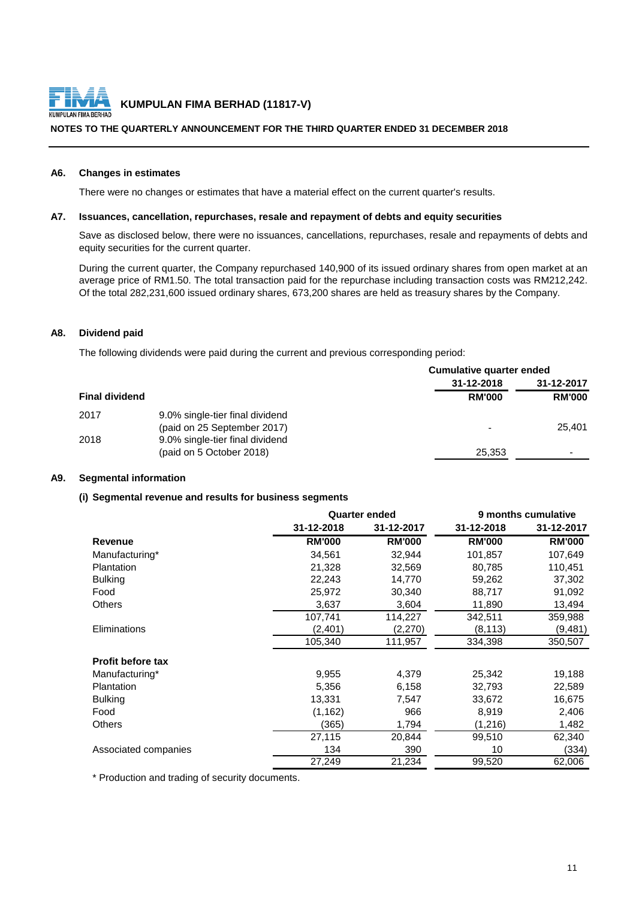**KUMPULAN FIMA BERHAD (11817-V)**

**NOTES TO THE QUARTERLY ANNOUNCEMENT FOR THE THIRD QUARTER ENDED 31 DECEMBER 2018**

### A6. Changes in estimates

There were no changes or estimates that have a material effect on the current quarter's results.

### A7. Issuances, cancellation, repurchases, resale and repayment of debts and equity securities

Save as disclosed below, there were no issuances, cancellations, repurchases, resale and repayments of debts and equity securities for the current quarter.

During the current quarter, the Company repurchased 140,900 of its issued ordinary shares from open market at an average price of RM1.50. The total transaction paid for the repurchase including transaction costs was RM212,242. Of the total 282,231,600 issued ordinary shares, 673,200 shares are held as treasury shares by the Company.

### A8. Dividend paid

The following dividends were paid during the current and previous corresponding period:

| | | Cumulative quarter ended | |
|---|---|---|---|
| | | 31-12-2018 | 31-12-2017 |
| **Final dividend** | | **RM'000** | **RM'000** |
| 2017 | 9.0% single-tier final dividend (paid on 25 September 2017) | - | 25,401 |
| 2018 | 9.0% single-tier final dividend (paid on 5 October 2018) | 25,353 | - |

### A9. Segmental information

#### (i) Segmental revenue and results for business segments

| | Quarter ended | | 9 months cumulative | |
|---|---|---|---|---|
| | 31-12-2018 | 31-12-2017 | 31-12-2018 | 31-12-2017 |
| **Revenue** | **RM'000** | **RM'000** | **RM'000** | **RM'000** |
| Manufacturing* | 34,561 | 32,944 | 101,857 | 107,649 |
| Plantation | 21,328 | 32,569 | 80,785 | 110,451 |
| Bulking | 22,243 | 14,770 | 59,262 | 37,302 |
| Food | 25,972 | 30,340 | 88,717 | 91,092 |
| Others | 3,637 | 3,604 | 11,890 | 13,494 |
| | 107,741 | 114,227 | 342,511 | 359,988 |
| Eliminations | (2,401) | (2,270) | (8,113) | (9,481) |
| | 105,340 | 111,957 | 334,398 | 350,507 |
| **Profit before tax** | | | | |
| Manufacturing* | 9,955 | 4,379 | 25,342 | 19,188 |
| Plantation | 5,356 | 6,158 | 32,793 | 22,589 |
| Bulking | 13,331 | 7,547 | 33,672 | 16,675 |
| Food | (1,162) | 966 | 8,919 | 2,406 |
| Others | (365) | 1,794 | (1,216) | 1,482 |
| | 27,115 | 20,844 | 99,510 | 62,340 |
| Associated companies | 134 | 390 | 10 | (334) |
| | 27,249 | 21,234 | 99,520 | 62,006 |

\* Production and trading of security documents.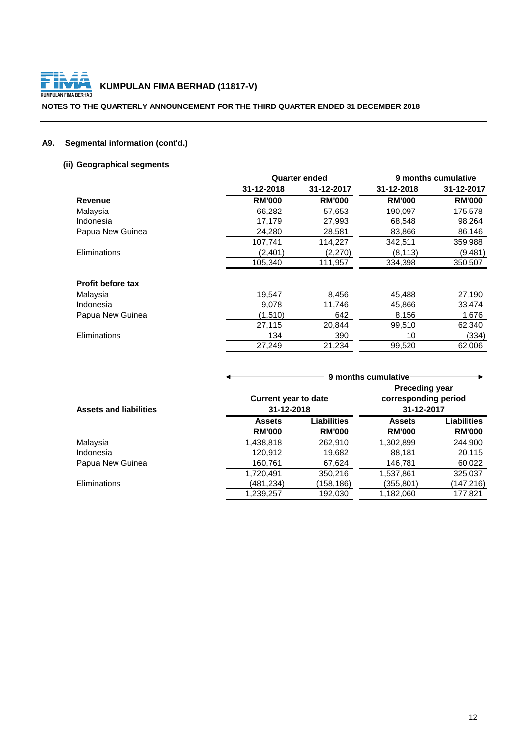**KUMPULAN FIMA BERHAD (11817-V)**

**NOTES TO THE QUARTERLY ANNOUNCEMENT FOR THE THIRD QUARTER ENDED 31 DECEMBER 2018**

## A9. Segmental information (cont'd.)

### (ii) Geographical segments

| | Quarter ended | | 9 months cumulative | |
|---|---|---|---|---|
| | 31-12-2018 | 31-12-2017 | 31-12-2018 | 31-12-2017 |
| **Revenue** | **RM'000** | **RM'000** | **RM'000** | **RM'000** |
| Malaysia | 66,282 | 57,653 | 190,097 | 175,578 |
| Indonesia | 17,179 | 27,993 | 68,548 | 98,264 |
| Papua New Guinea | 24,280 | 28,581 | 83,866 | 86,146 |
| | 107,741 | 114,227 | 342,511 | 359,988 |
| Eliminations | (2,401) | (2,270) | (8,113) | (9,481) |
| | 105,340 | 111,957 | 334,398 | 350,507 |
| | | | | |
| **Profit before tax** | | | | |
| Malaysia | 19,547 | 8,456 | 45,488 | 27,190 |
| Indonesia | 9,078 | 11,746 | 45,866 | 33,474 |
| Papua New Guinea | (1,510) | 642 | 8,156 | 1,676 |
| | 27,115 | 20,844 | 99,510 | 62,340 |
| Eliminations | 134 | 390 | 10 | (334) |
| | 27,249 | 21,234 | 99,520 | 62,006 |

| | 9 months cumulative | | | |
|---|---|---|---|---|
| | Current year to date | | Preceding year corresponding period | |
| **Assets and liabilities** | 31-12-2018 | | 31-12-2017 | |
| | **Assets** | **Liabilities** | **Assets** | **Liabilities** |
| | **RM'000** | **RM'000** | **RM'000** | **RM'000** |
| Malaysia | 1,438,818 | 262,910 | 1,302,899 | 244,900 |
| Indonesia | 120,912 | 19,682 | 88,181 | 20,115 |
| Papua New Guinea | 160,761 | 67,624 | 146,781 | 60,022 |
| | 1,720,491 | 350,216 | 1,537,861 | 325,037 |
| Eliminations | (481,234) | (158,186) | (355,801) | (147,216) |
| | 1,239,257 | 192,030 | 1,182,060 | 177,821 |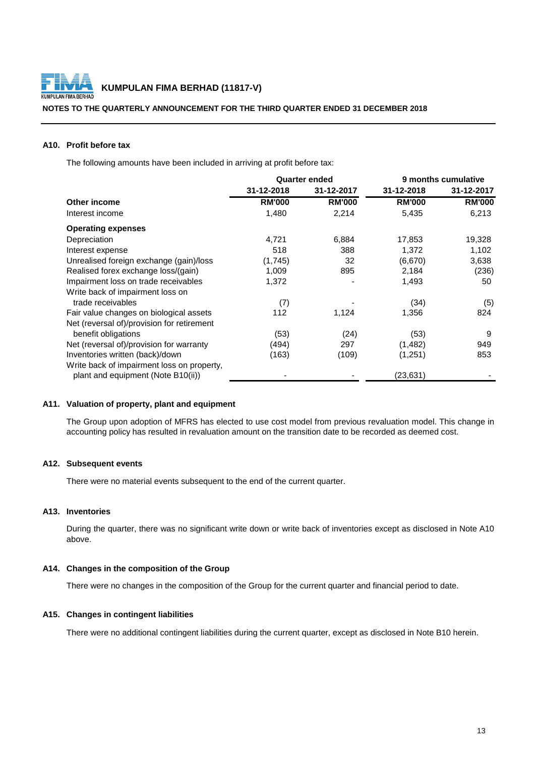## A10. Profit before tax

The following amounts have been included in arriving at profit before tax:

| | Quarter ended | | 9 months cumulative | |
|---|---|---|---|---|
| | 31-12-2018 | 31-12-2017 | 31-12-2018 | 31-12-2017 |
| **Other income** | **RM'000** | **RM'000** | **RM'000** | **RM'000** |
| Interest income | 1,480 | 2,214 | 5,435 | 6,213 |
| **Operating expenses** | | | | |
| Depreciation | 4,721 | 6,884 | 17,853 | 19,328 |
| Interest expense | 518 | 388 | 1,372 | 1,102 |
| Unrealised foreign exchange (gain)/loss | (1,745) | 32 | (6,670) | 3,638 |
| Realised forex exchange loss/(gain) | 1,009 | 895 | 2,184 | (236) |
| Impairment loss on trade receivables | 1,372 | - | 1,493 | 50 |
| Write back of impairment loss on trade receivables | (7) | - | (34) | (5) |
| Fair value changes on biological assets | 112 | 1,124 | 1,356 | 824 |
| Net (reversal of)/provision for retirement benefit obligations | (53) | (24) | (53) | 9 |
| Net (reversal of)/provision for warranty | (494) | 297 | (1,482) | 949 |
| Inventories written (back)/down | (163) | (109) | (1,251) | 853 |
| Write back of impairment loss on property, plant and equipment (Note B10(ii)) | - | - | (23,631) | - |

## A11. Valuation of property, plant and equipment

The Group upon adoption of MFRS has elected to use cost model from previous revaluation model. This change in accounting policy has resulted in revaluation amount on the transition date to be recorded as deemed cost.

## A12. Subsequent events

There were no material events subsequent to the end of the current quarter.

## A13. Inventories

During the quarter, there was no significant write down or write back of inventories except as disclosed in Note A10 above.

## A14. Changes in the composition of the Group

There were no changes in the composition of the Group for the current quarter and financial period to date.

## A15. Changes in contingent liabilities

There were no additional contingent liabilities during the current quarter, except as disclosed in Note B10 herein.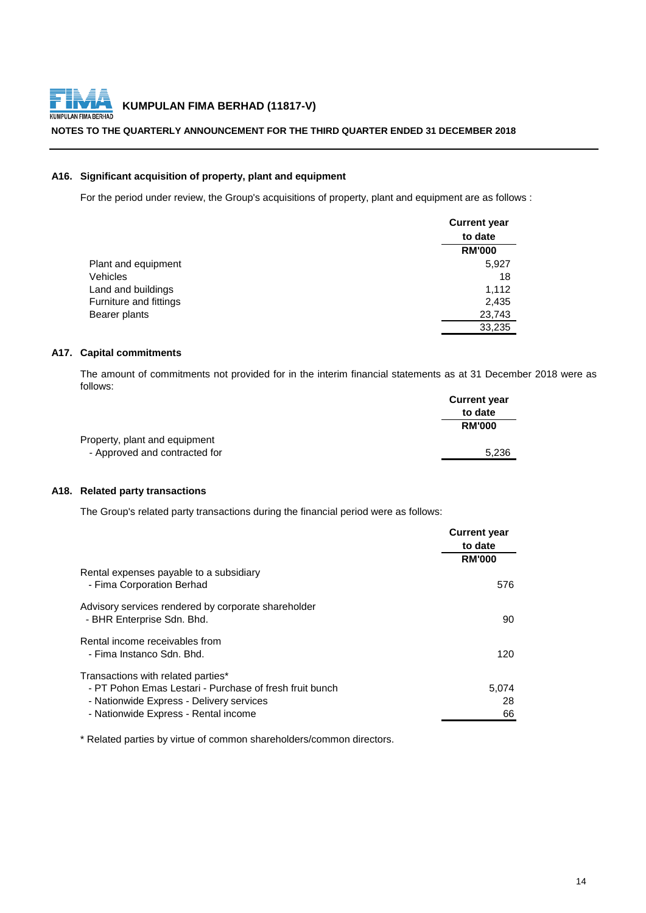### A16. Significant acquisition of property, plant and equipment

For the period under review, the Group's acquisitions of property, plant and equipment are as follows :

| | Current year to date |
|---|---|
| | RM'000 |
| Plant and equipment | 5,927 |
| Vehicles | 18 |
| Land and buildings | 1,112 |
| Furniture and fittings | 2,435 |
| Bearer plants | 23,743 |
| | 33,235 |

### A17. Capital commitments

The amount of commitments not provided for in the interim financial statements as at 31 December 2018 were as follows:

| | Current year to date |
|---|---|
| | RM'000 |
| Property, plant and equipment | |
| - Approved and contracted for | 5,236 |

### A18. Related party transactions

The Group's related party transactions during the financial period were as follows:

| | Current year to date |
|---|---|
| | RM'000 |
| Rental expenses payable to a subsidiary | |
| - Fima Corporation Berhad | 576 |
| Advisory services rendered by corporate shareholder | |
| - BHR Enterprise Sdn. Bhd. | 90 |
| Rental income receivables from | |
| - Fima Instanco Sdn. Bhd. | 120 |
| Transactions with related parties* | |
| - PT Pohon Emas Lestari - Purchase of fresh fruit bunch | 5,074 |
| - Nationwide Express - Delivery services | 28 |
| - Nationwide Express - Rental income | 66 |

* Related parties by virtue of common shareholders/common directors.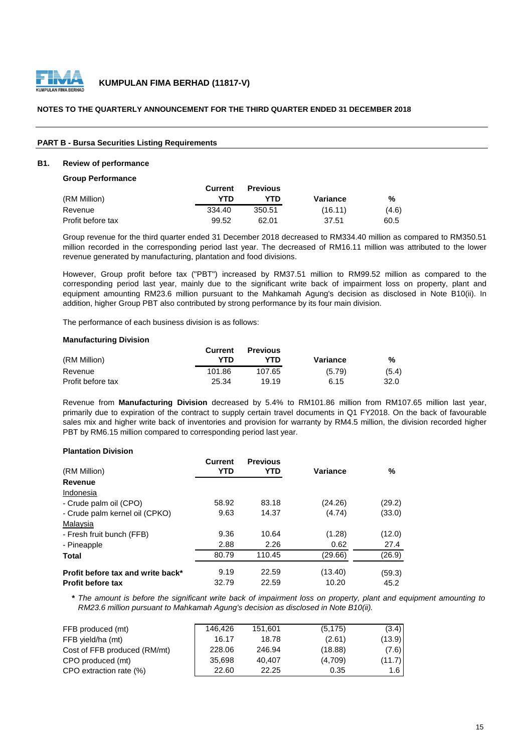**KUMPULAN FIMA BERHAD (11817-V)**

**NOTES TO THE QUARTERLY ANNOUNCEMENT FOR THE THIRD QUARTER ENDED 31 DECEMBER 2018**

**PART B - Bursa Securities Listing Requirements**

## B1. Review of performance

**Group Performance**

| (RM Million) | Current YTD | Previous YTD | Variance | % |
|---|---|---|---|---|
| Revenue | 334.40 | 350.51 | (16.11) | (4.6) |
| Profit before tax | 99.52 | 62.01 | 37.51 | 60.5 |

Group revenue for the third quarter ended 31 December 2018 decreased to RM334.40 million as compared to RM350.51 million recorded in the corresponding period last year. The decreased of RM16.11 million was attributed to the lower revenue generated by manufacturing, plantation and food divisions.

However, Group profit before tax ("PBT") increased by RM37.51 million to RM99.52 million as compared to the corresponding period last year, mainly due to the significant write back of impairment loss on property, plant and equipment amounting RM23.6 million pursuant to the Mahkamah Agung's decision as disclosed in Note B10(ii). In addition, higher Group PBT also contributed by strong performance by its four main division.

The performance of each business division is as follows:

**Manufacturing Division**

| (RM Million) | Current YTD | Previous YTD | Variance | % |
|---|---|---|---|---|
| Revenue | 101.86 | 107.65 | (5.79) | (5.4) |
| Profit before tax | 25.34 | 19.19 | 6.15 | 32.0 |

Revenue from **Manufacturing Division** decreased by 5.4% to RM101.86 million from RM107.65 million last year, primarily due to expiration of the contract to supply certain travel documents in Q1 FY2018. On the back of favourable sales mix and higher write back of inventories and provision for warranty by RM4.5 million, the division recorded higher PBT by RM6.15 million compared to corresponding period last year.

**Plantation Division**

| (RM Million) | Current YTD | Previous YTD | Variance | % |
|---|---|---|---|---|
| **Revenue** | | | | |
| Indonesia | | | | |
| - Crude palm oil (CPO) | 58.92 | 83.18 | (24.26) | (29.2) |
| - Crude palm kernel oil (CPKO) | 9.63 | 14.37 | (4.74) | (33.0) |
| Malaysia | | | | |
| - Fresh fruit bunch (FFB) | 9.36 | 10.64 | (1.28) | (12.0) |
| - Pineapple | 2.88 | 2.26 | 0.62 | 27.4 |
| **Total** | 80.79 | 110.45 | (29.66) | (26.9) |
| **Profit before tax and write back*** | 9.19 | 22.59 | (13.40) | (59.3) |
| **Profit before tax** | 32.79 | 22.59 | 10.20 | 45.2 |

*\* The amount is before the significant write back of impairment loss on property, plant and equipment amounting to RM23.6 million pursuant to Mahkamah Agung's decision as disclosed in Note B10(ii).*

| | Current YTD | Previous YTD | Variance | % |
|---|---|---|---|---|
| FFB produced (mt) | 146,426 | 151,601 | (5,175) | (3.4) |
| FFB yield/ha (mt) | 16.17 | 18.78 | (2.61) | (13.9) |
| Cost of FFB produced (RM/mt) | 228.06 | 246.94 | (18.88) | (7.6) |
| CPO produced (mt) | 35,698 | 40,407 | (4,709) | (11.7) |
| CPO extraction rate (%) | 22.60 | 22.25 | 0.35 | 1.6 |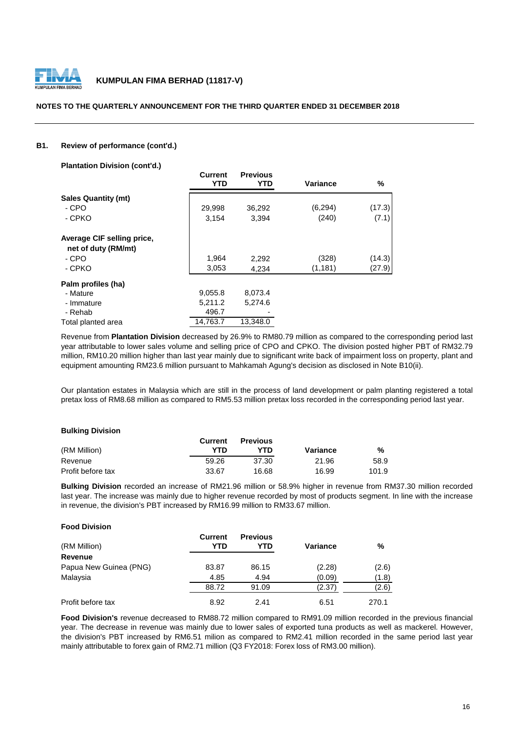## B1. Review of performance (cont'd.)

### Plantation Division (cont'd.)

| | Current YTD | Previous YTD | Variance | % |
|---|---|---|---|---|
| **Sales Quantity (mt)** | | | | |
| - CPO | 29,998 | 36,292 | (6,294) | (17.3) |
| - CPKO | 3,154 | 3,394 | (240) | (7.1) |
| **Average CIF selling price, net of duty (RM/mt)** | | | | |
| - CPO | 1,964 | 2,292 | (328) | (14.3) |
| - CPKO | 3,053 | 4,234 | (1,181) | (27.9) |
| **Palm profiles (ha)** | | | | |
| - Mature | 9,055.8 | 8,073.4 | | |
| - Immature | 5,211.2 | 5,274.6 | | |
| - Rehab | 496.7 | - | | |
| Total planted area | 14,763.7 | 13,348.0 | | |

Revenue from **Plantation Division** decreased by 26.9% to RM80.79 million as compared to the corresponding period last year attributable to lower sales volume and selling price of CPO and CPKO. The division posted higher PBT of RM32.79 million, RM10.20 million higher than last year mainly due to significant write back of impairment loss on property, plant and equipment amounting RM23.6 million pursuant to Mahkamah Agung's decision as disclosed in Note B10(ii).

Our plantation estates in Malaysia which are still in the process of land development or palm planting registered a total pretax loss of RM8.68 million as compared to RM5.53 million pretax loss recorded in the corresponding period last year.

### Bulking Division

| (RM Million) | Current YTD | Previous YTD | Variance | % |
|---|---|---|---|---|
| Revenue | 59.26 | 37.30 | 21.96 | 58.9 |
| Profit before tax | 33.67 | 16.68 | 16.99 | 101.9 |

**Bulking Division** recorded an increase of RM21.96 million or 58.9% higher in revenue from RM37.30 million recorded last year. The increase was mainly due to higher revenue recorded by most of products segment. In line with the increase in revenue, the division's PBT increased by RM16.99 million to RM33.67 million.

### Food Division

| (RM Million) | Current YTD | Previous YTD | Variance | % |
|---|---|---|---|---|
| **Revenue** | | | | |
| Papua New Guinea (PNG) | 83.87 | 86.15 | (2.28) | (2.6) |
| Malaysia | 4.85 | 4.94 | (0.09) | (1.8) |
| | 88.72 | 91.09 | (2.37) | (2.6) |
| Profit before tax | 8.92 | 2.41 | 6.51 | 270.1 |

**Food Division's** revenue decreased to RM88.72 million compared to RM91.09 million recorded in the previous financial year. The decrease in revenue was mainly due to lower sales of exported tuna products as well as mackerel. However, the division's PBT increased by RM6.51 milion as compared to RM2.41 million recorded in the same period last year mainly attributable to forex gain of RM2.71 million (Q3 FY2018: Forex loss of RM3.00 million).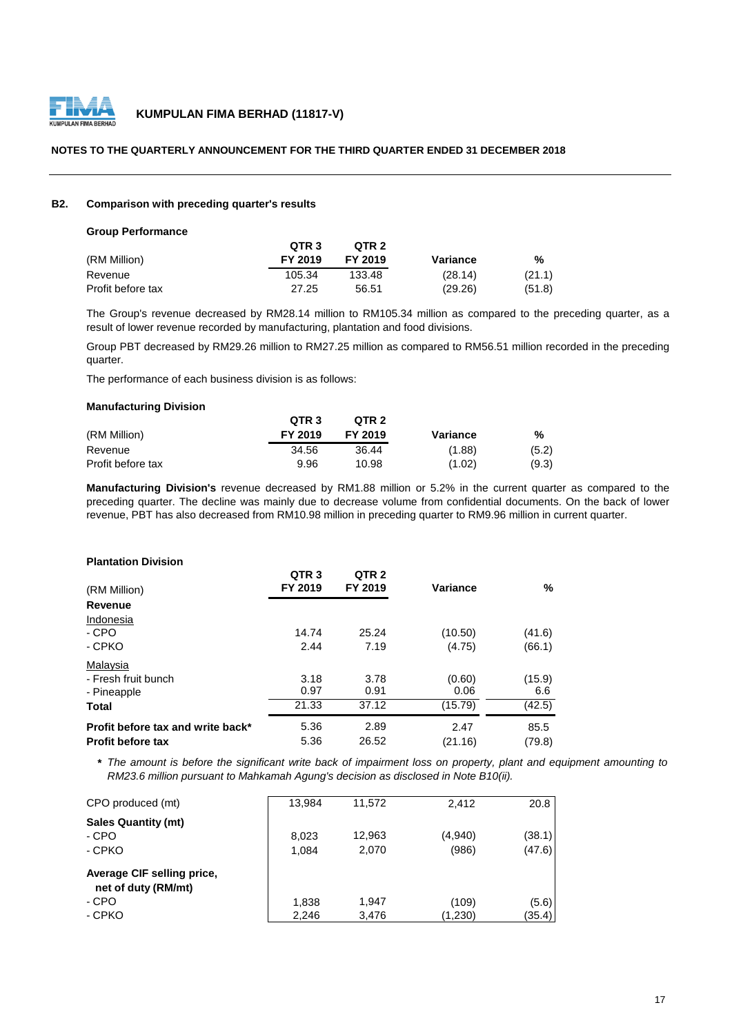**B2. Comparison with preceding quarter's results**

**Group Performance**

| (RM Million) | QTR 3 FY 2019 | QTR 2 FY 2019 | Variance | % |
|---|---|---|---|---|
| Revenue | 105.34 | 133.48 | (28.14) | (21.1) |
| Profit before tax | 27.25 | 56.51 | (29.26) | (51.8) |

The Group's revenue decreased by RM28.14 million to RM105.34 million as compared to the preceding quarter, as a result of lower revenue recorded by manufacturing, plantation and food divisions.

Group PBT decreased by RM29.26 million to RM27.25 million as compared to RM56.51 million recorded in the preceding quarter.

The performance of each business division is as follows:

**Manufacturing Division**

| (RM Million) | QTR 3 FY 2019 | QTR 2 FY 2019 | Variance | % |
|---|---|---|---|---|
| Revenue | 34.56 | 36.44 | (1.88) | (5.2) |
| Profit before tax | 9.96 | 10.98 | (1.02) | (9.3) |

**Manufacturing Division's** revenue decreased by RM1.88 million or 5.2% in the current quarter as compared to the preceding quarter. The decline was mainly due to decrease volume from confidential documents. On the back of lower revenue, PBT has also decreased from RM10.98 million in preceding quarter to RM9.96 million in current quarter.

**Plantation Division**

| (RM Million) | QTR 3 FY 2019 | QTR 2 FY 2019 | Variance | % |
|---|---|---|---|---|
| **Revenue** | | | | |
| Indonesia | | | | |
| - CPO | 14.74 | 25.24 | (10.50) | (41.6) |
| - CPKO | 2.44 | 7.19 | (4.75) | (66.1) |
| Malaysia | | | | |
| - Fresh fruit bunch | 3.18 | 3.78 | (0.60) | (15.9) |
| - Pineapple | 0.97 | 0.91 | 0.06 | 6.6 |
| **Total** | 21.33 | 37.12 | (15.79) | (42.5) |
| **Profit before tax and write back*** | 5.36 | 2.89 | 2.47 | 85.5 |
| **Profit before tax** | 5.36 | 26.52 | (21.16) | (79.8) |

* *The amount is before the significant write back of impairment loss on property, plant and equipment amounting to RM23.6 million pursuant to Mahkamah Agung's decision as disclosed in Note B10(ii).*

| | QTR 3 FY 2019 | QTR 2 FY 2019 | Variance | % |
|---|---|---|---|---|
| CPO produced (mt) | 13,984 | 11,572 | 2,412 | 20.8 |
| **Sales Quantity (mt)** | | | | |
| - CPO | 8,023 | 12,963 | (4,940) | (38.1) |
| - CPKO | 1,084 | 2,070 | (986) | (47.6) |
| **Average CIF selling price, net of duty (RM/mt)** | | | | |
| - CPO | 1,838 | 1,947 | (109) | (5.6) |
| - CPKO | 2,246 | 3,476 | (1,230) | (35.4) |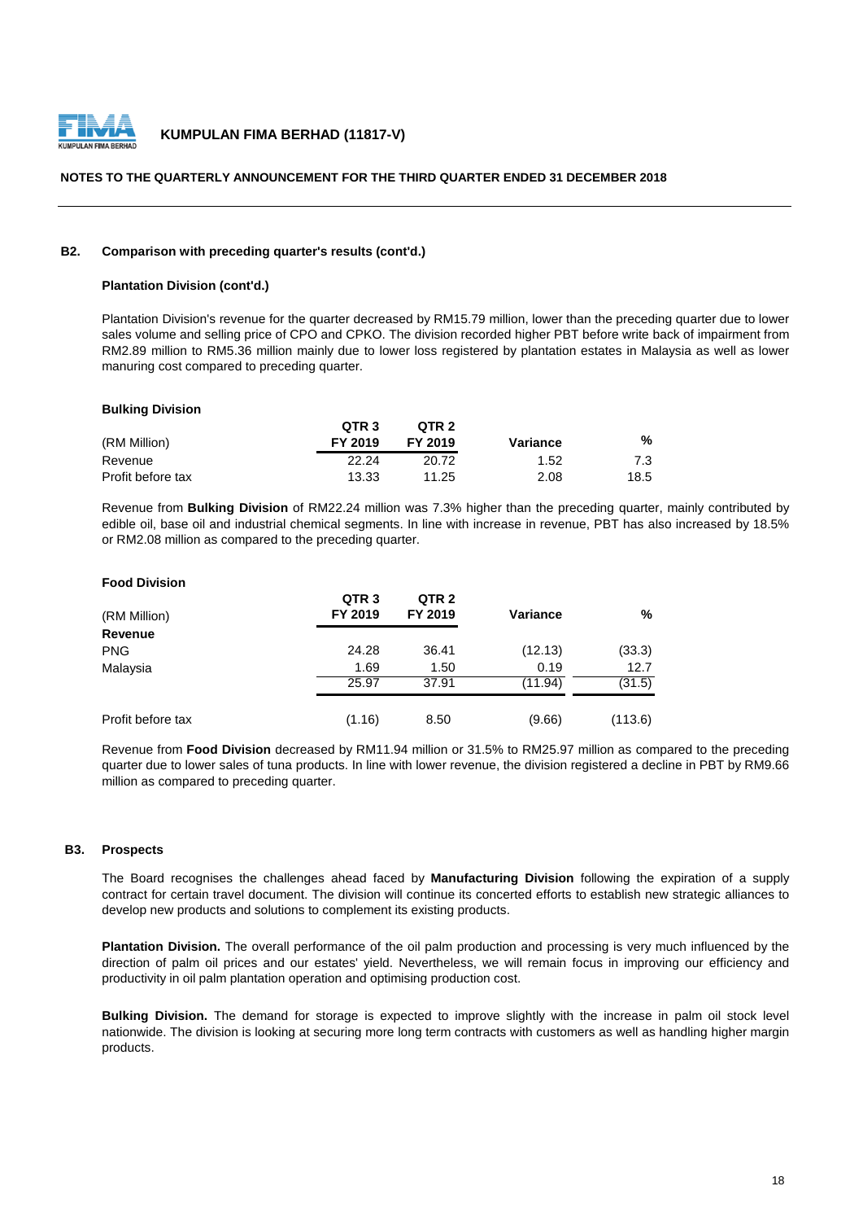**B2. Comparison with preceding quarter's results (cont'd.)**

**Plantation Division (cont'd.)**

Plantation Division's revenue for the quarter decreased by RM15.79 million, lower than the preceding quarter due to lower sales volume and selling price of CPO and CPKO. The division recorded higher PBT before write back of impairment from RM2.89 million to RM5.36 million mainly due to lower loss registered by plantation estates in Malaysia as well as lower manuring cost compared to preceding quarter.

**Bulking Division**

| (RM Million) | QTR 3 FY 2019 | QTR 2 FY 2019 | Variance | % |
|---|---|---|---|---|
| Revenue | 22.24 | 20.72 | 1.52 | 7.3 |
| Profit before tax | 13.33 | 11.25 | 2.08 | 18.5 |

Revenue from **Bulking Division** of RM22.24 million was 7.3% higher than the preceding quarter, mainly contributed by edible oil, base oil and industrial chemical segments. In line with increase in revenue, PBT has also increased by 18.5% or RM2.08 million as compared to the preceding quarter.

**Food Division**

| (RM Million) | QTR 3 FY 2019 | QTR 2 FY 2019 | Variance | % |
|---|---|---|---|---|
| **Revenue** | | | | |
| PNG | 24.28 | 36.41 | (12.13) | (33.3) |
| Malaysia | 1.69 | 1.50 | 0.19 | 12.7 |
| | 25.97 | 37.91 | (11.94) | (31.5) |
| Profit before tax | (1.16) | 8.50 | (9.66) | (113.6) |

Revenue from **Food Division** decreased by RM11.94 million or 31.5% to RM25.97 million as compared to the preceding quarter due to lower sales of tuna products. In line with lower revenue, the division registered a decline in PBT by RM9.66 million as compared to preceding quarter.

**B3. Prospects**

The Board recognises the challenges ahead faced by **Manufacturing Division** following the expiration of a supply contract for certain travel document. The division will continue its concerted efforts to establish new strategic alliances to develop new products and solutions to complement its existing products.

**Plantation Division.** The overall performance of the oil palm production and processing is very much influenced by the direction of palm oil prices and our estates' yield. Nevertheless, we will remain focus in improving our efficiency and productivity in oil palm plantation operation and optimising production cost.

**Bulking Division.** The demand for storage is expected to improve slightly with the increase in palm oil stock level nationwide. The division is looking at securing more long term contracts with customers as well as handling higher margin products.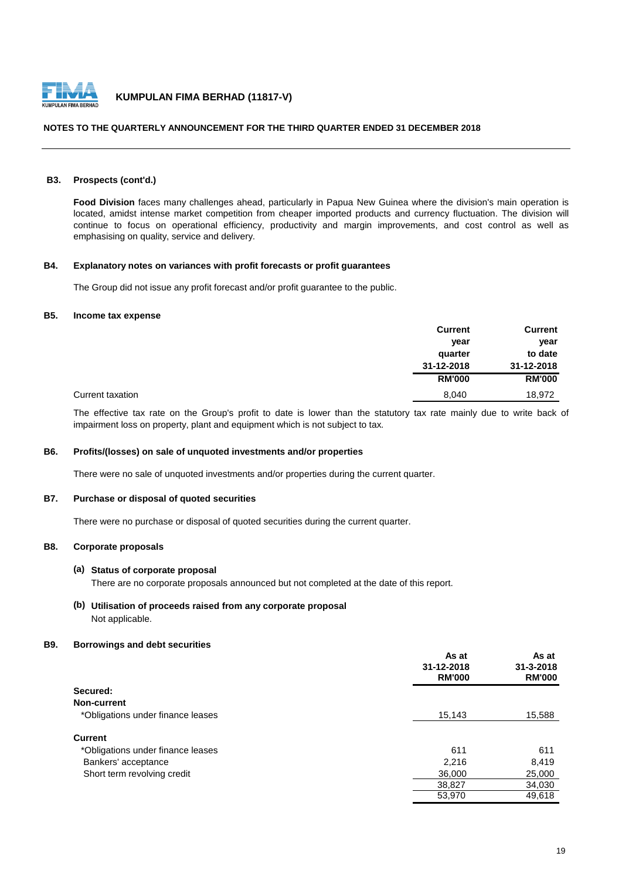# NOTES TO THE QUARTERLY ANNOUNCEMENT FOR THE THIRD QUARTER ENDED 31 DECEMBER 2018

## B3. Prospects (cont'd.)

**Food Division** faces many challenges ahead, particularly in Papua New Guinea where the division's main operation is located, amidst intense market competition from cheaper imported products and currency fluctuation. The division will continue to focus on operational efficiency, productivity and margin improvements, and cost control as well as emphasising on quality, service and delivery.

## B4. Explanatory notes on variances with profit forecasts or profit guarantees

The Group did not issue any profit forecast and/or profit guarantee to the public.

## B5. Income tax expense

| | Current year quarter 31-12-2018 RM'000 | Current year to date 31-12-2018 RM'000 |
|---|---|---|
| Current taxation | 8,040 | 18,972 |

The effective tax rate on the Group's profit to date is lower than the statutory tax rate mainly due to write back of impairment loss on property, plant and equipment which is not subject to tax.

## B6. Profits/(losses) on sale of unquoted investments and/or properties

There were no sale of unquoted investments and/or properties during the current quarter.

## B7. Purchase or disposal of quoted securities

There were no purchase or disposal of quoted securities during the current quarter.

## B8. Corporate proposals

**(a) Status of corporate proposal**

There are no corporate proposals announced but not completed at the date of this report.

**(b) Utilisation of proceeds raised from any corporate proposal**

Not applicable.

## B9. Borrowings and debt securities

| | As at 31-12-2018 RM'000 | As at 31-3-2018 RM'000 |
|---|---|---|
| **Secured:** | | |
| **Non-current** | | |
| *Obligations under finance leases | 15,143 | 15,588 |
| **Current** | | |
| *Obligations under finance leases | 611 | 611 |
| Bankers' acceptance | 2,216 | 8,419 |
| Short term revolving credit | 36,000 | 25,000 |
| | 38,827 | 34,030 |
| | 53,970 | 49,618 |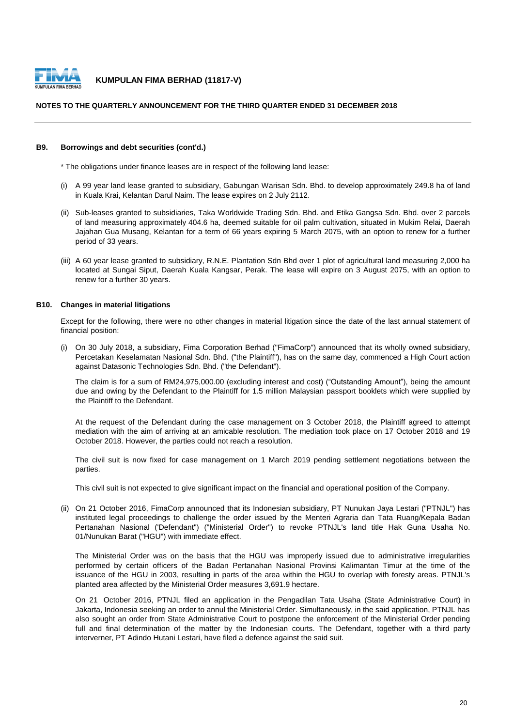**B9. Borrowings and debt securities (cont'd.)**

* The obligations under finance leases are in respect of the following land lease:

(i) A 99 year land lease granted to subsidiary, Gabungan Warisan Sdn. Bhd. to develop approximately 249.8 ha of land in Kuala Krai, Kelantan Darul Naim. The lease expires on 2 July 2112.

(ii) Sub-leases granted to subsidiaries, Taka Worldwide Trading Sdn. Bhd. and Etika Gangsa Sdn. Bhd. over 2 parcels of land measuring approximately 404.6 ha, deemed suitable for oil palm cultivation, situated in Mukim Relai, Daerah Jajahan Gua Musang, Kelantan for a term of 66 years expiring 5 March 2075, with an option to renew for a further period of 33 years.

(iii) A 60 year lease granted to subsidiary, R.N.E. Plantation Sdn Bhd over 1 plot of agricultural land measuring 2,000 ha located at Sungai Siput, Daerah Kuala Kangsar, Perak. The lease will expire on 3 August 2075, with an option to renew for a further 30 years.

**B10. Changes in material litigations**

Except for the following, there were no other changes in material litigation since the date of the last annual statement of financial position:

(i) On 30 July 2018, a subsidiary, Fima Corporation Berhad ("FimaCorp") announced that its wholly owned subsidiary, Percetakan Keselamatan Nasional Sdn. Bhd. ("the Plaintiff"), has on the same day, commenced a High Court action against Datasonic Technologies Sdn. Bhd. ("the Defendant").

The claim is for a sum of RM24,975,000.00 (excluding interest and cost) ("Outstanding Amount"), being the amount due and owing by the Defendant to the Plaintiff for 1.5 million Malaysian passport booklets which were supplied by the Plaintiff to the Defendant.

At the request of the Defendant during the case management on 3 October 2018, the Plaintiff agreed to attempt mediation with the aim of arriving at an amicable resolution. The mediation took place on 17 October 2018 and 19 October 2018. However, the parties could not reach a resolution.

The civil suit is now fixed for case management on 1 March 2019 pending settlement negotiations between the parties.

This civil suit is not expected to give significant impact on the financial and operational position of the Company.

(ii) On 21 October 2016, FimaCorp announced that its Indonesian subsidiary, PT Nunukan Jaya Lestari ("PTNJL") has instituted legal proceedings to challenge the order issued by the Menteri Agraria dan Tata Ruang/Kepala Badan Pertanahan Nasional ('Defendant") ("Ministerial Order") to revoke PTNJL's land title Hak Guna Usaha No. 01/Nunukan Barat ("HGU") with immediate effect.

The Ministerial Order was on the basis that the HGU was improperly issued due to administrative irregularities performed by certain officers of the Badan Pertanahan Nasional Provinsi Kalimantan Timur at the time of the issuance of the HGU in 2003, resulting in parts of the area within the HGU to overlap with foresty areas. PTNJL's planted area affected by the Ministerial Order measures 3,691.9 hectare.

On 21 October 2016, PTNJL filed an application in the Pengadilan Tata Usaha (State Administrative Court) in Jakarta, Indonesia seeking an order to annul the Ministerial Order. Simultaneously, in the said application, PTNJL has also sought an order from State Administrative Court to postpone the enforcement of the Ministerial Order pending full and final determination of the matter by the Indonesian courts. The Defendant, together with a third party interverner, PT Adindo Hutani Lestari, have filed a defence against the said suit.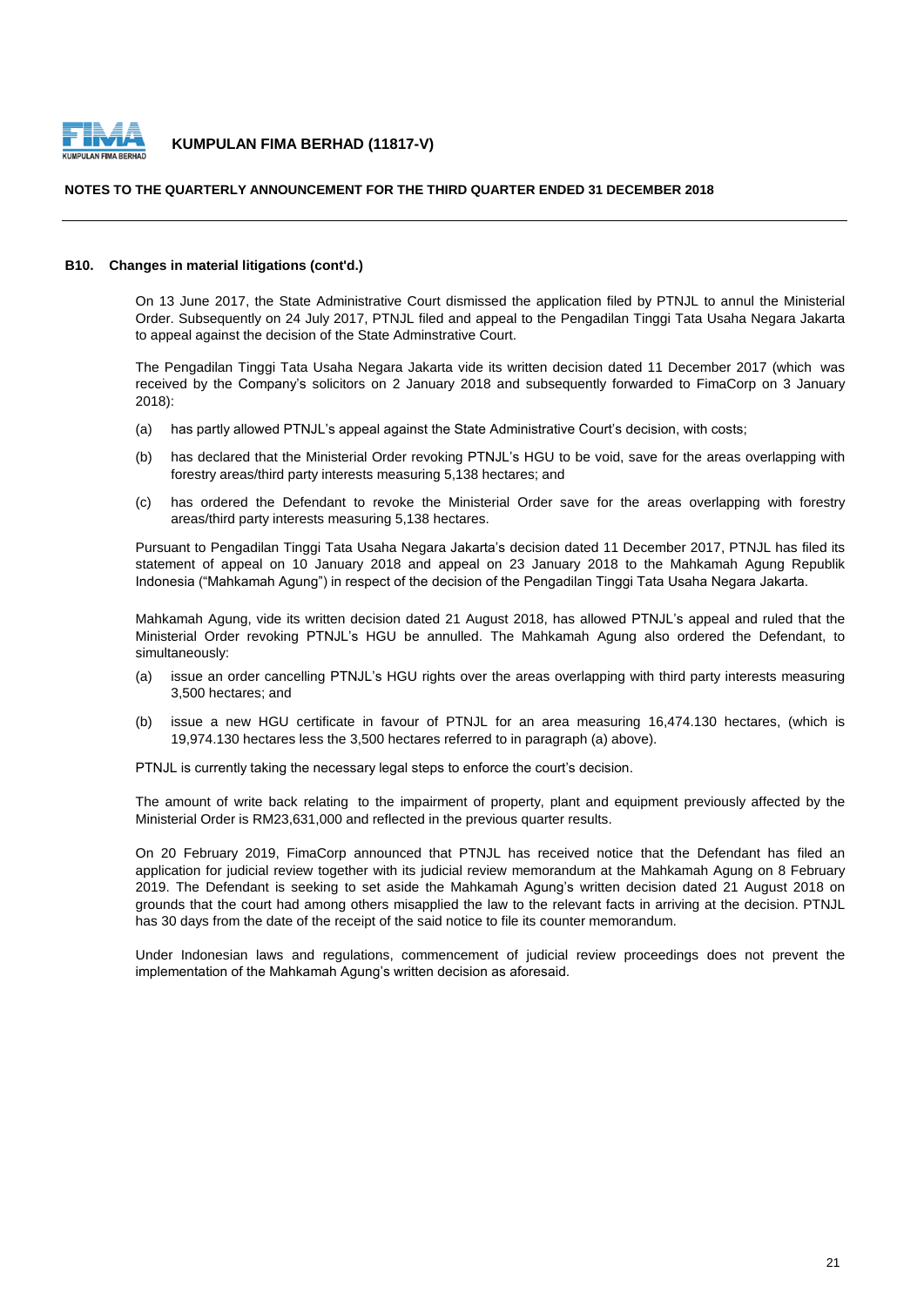### B10. Changes in material litigations (cont'd.)

On 13 June 2017, the State Administrative Court dismissed the application filed by PTNJL to annul the Ministerial Order. Subsequently on 24 July 2017, PTNJL filed and appeal to the Pengadilan Tinggi Tata Usaha Negara Jakarta to appeal against the decision of the State Adminstrative Court.

The Pengadilan Tinggi Tata Usaha Negara Jakarta vide its written decision dated 11 December 2017 (which was received by the Company's solicitors on 2 January 2018 and subsequently forwarded to FimaCorp on 3 January 2018):

(a) has partly allowed PTNJL's appeal against the State Administrative Court's decision, with costs;

(b) has declared that the Ministerial Order revoking PTNJL's HGU to be void, save for the areas overlapping with forestry areas/third party interests measuring 5,138 hectares; and

(c) has ordered the Defendant to revoke the Ministerial Order save for the areas overlapping with forestry areas/third party interests measuring 5,138 hectares.

Pursuant to Pengadilan Tinggi Tata Usaha Negara Jakarta's decision dated 11 December 2017, PTNJL has filed its statement of appeal on 10 January 2018 and appeal on 23 January 2018 to the Mahkamah Agung Republik Indonesia ("Mahkamah Agung") in respect of the decision of the Pengadilan Tinggi Tata Usaha Negara Jakarta.

Mahkamah Agung, vide its written decision dated 21 August 2018, has allowed PTNJL's appeal and ruled that the Ministerial Order revoking PTNJL's HGU be annulled. The Mahkamah Agung also ordered the Defendant, to simultaneously:

(a) issue an order cancelling PTNJL's HGU rights over the areas overlapping with third party interests measuring 3,500 hectares; and

(b) issue a new HGU certificate in favour of PTNJL for an area measuring 16,474.130 hectares, (which is 19,974.130 hectares less the 3,500 hectares referred to in paragraph (a) above).

PTNJL is currently taking the necessary legal steps to enforce the court's decision.

The amount of write back relating to the impairment of property, plant and equipment previously affected by the Ministerial Order is RM23,631,000 and reflected in the previous quarter results.

On 20 February 2019, FimaCorp announced that PTNJL has received notice that the Defendant has filed an application for judicial review together with its judicial review memorandum at the Mahkamah Agung on 8 February 2019. The Defendant is seeking to set aside the Mahkamah Agung's written decision dated 21 August 2018 on grounds that the court had among others misapplied the law to the relevant facts in arriving at the decision. PTNJL has 30 days from the date of the receipt of the said notice to file its counter memorandum.

Under Indonesian laws and regulations, commencement of judicial review proceedings does not prevent the implementation of the Mahkamah Agung's written decision as aforesaid.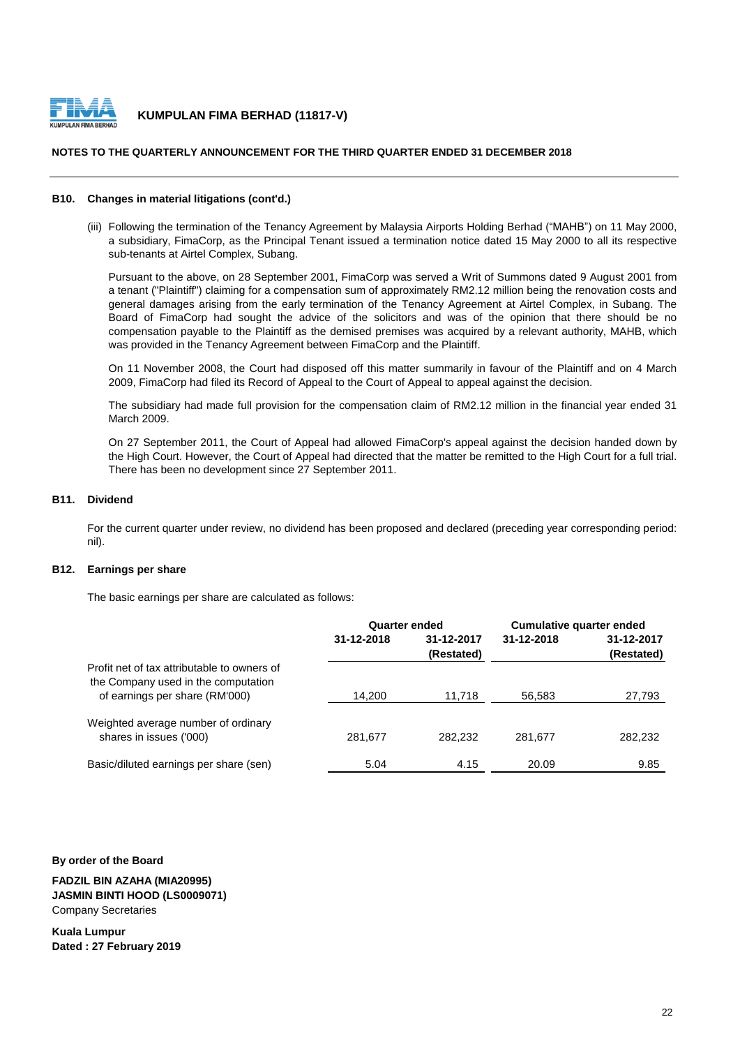### B10. Changes in material litigations (cont'd.)

(iii) Following the termination of the Tenancy Agreement by Malaysia Airports Holding Berhad ("MAHB") on 11 May 2000, a subsidiary, FimaCorp, as the Principal Tenant issued a termination notice dated 15 May 2000 to all its respective sub-tenants at Airtel Complex, Subang.

Pursuant to the above, on 28 September 2001, FimaCorp was served a Writ of Summons dated 9 August 2001 from a tenant ("Plaintiff") claiming for a compensation sum of approximately RM2.12 million being the renovation costs and general damages arising from the early termination of the Tenancy Agreement at Airtel Complex, in Subang. The Board of FimaCorp had sought the advice of the solicitors and was of the opinion that there should be no compensation payable to the Plaintiff as the demised premises was acquired by a relevant authority, MAHB, which was provided in the Tenancy Agreement between FimaCorp and the Plaintiff.

On 11 November 2008, the Court had disposed off this matter summarily in favour of the Plaintiff and on 4 March 2009, FimaCorp had filed its Record of Appeal to the Court of Appeal to appeal against the decision.

The subsidiary had made full provision for the compensation claim of RM2.12 million in the financial year ended 31 March 2009.

On 27 September 2011, the Court of Appeal had allowed FimaCorp's appeal against the decision handed down by the High Court. However, the Court of Appeal had directed that the matter be remitted to the High Court for a full trial. There has been no development since 27 September 2011.

### B11. Dividend

For the current quarter under review, no dividend has been proposed and declared (preceding year corresponding period: nil).

### B12. Earnings per share

The basic earnings per share are calculated as follows:

| | Quarter ended | | Cumulative quarter ended | |
|---|---|---|---|---|
| | 31-12-2018 | 31-12-2017 (Restated) | 31-12-2018 | 31-12-2017 (Restated) |
| Profit net of tax attributable to owners of the Company used in the computation of earnings per share (RM'000) | 14,200 | 11,718 | 56,583 | 27,793 |
| Weighted average number of ordinary shares in issues ('000) | 281,677 | 282,232 | 281,677 | 282,232 |
| Basic/diluted earnings per share (sen) | 5.04 | 4.15 | 20.09 | 9.85 |

**By order of the Board**

**FADZIL BIN AZAHA (MIA20995)**
**JASMIN BINTI HOOD (LS0009071)**
Company Secretaries

**Kuala Lumpur**
**Dated : 27 February 2019**